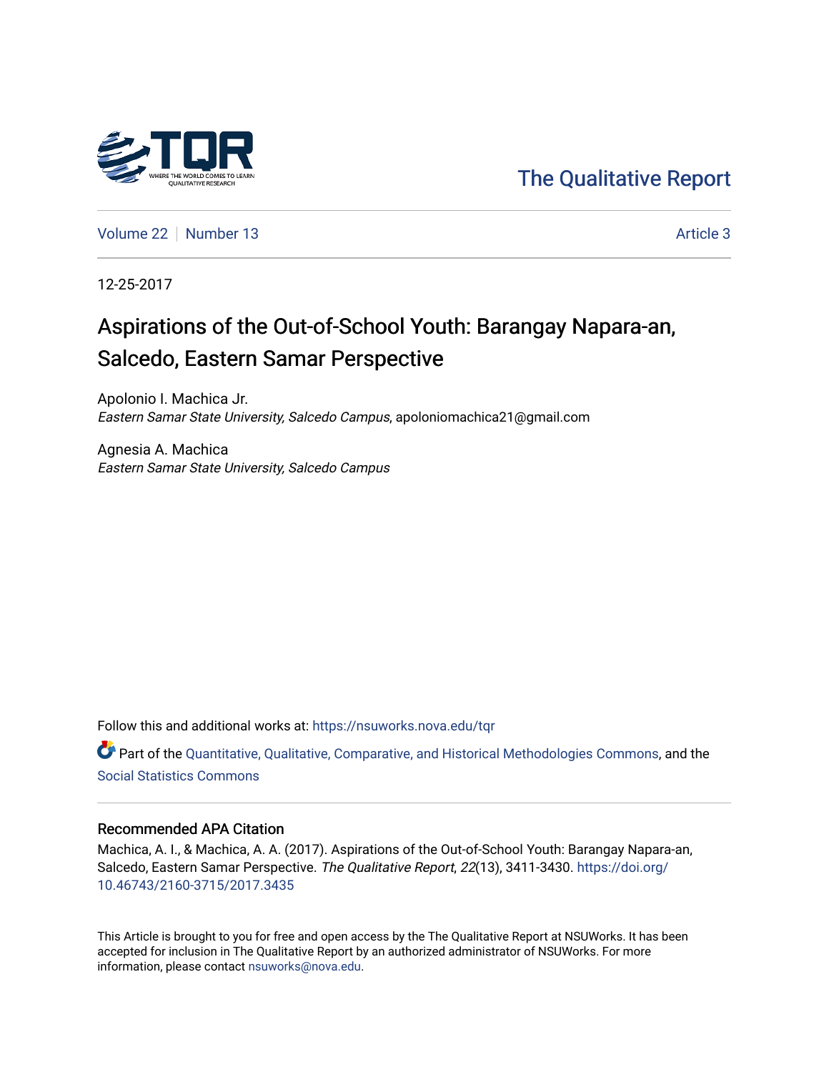The Qualitative Report

Volume 22 | Number 13 | Article 3

12-25-2017

# Aspirations of the Out-of-School Youth: Barangay Napara-an, Salcedo, Eastern Samar Perspective

Apolonio I. Machica Jr.
*Eastern Samar State University, Salcedo Campus*, apoloniomachica21@gmail.com

Agnesia A. Machica
*Eastern Samar State University, Salcedo Campus*

Follow this and additional works at: https://nsuworks.nova.edu/tqr

Part of the Quantitative, Qualitative, Comparative, and Historical Methodologies Commons, and the Social Statistics Commons

## Recommended APA Citation

Machica, A. I., & Machica, A. A. (2017). Aspirations of the Out-of-School Youth: Barangay Napara-an, Salcedo, Eastern Samar Perspective. *The Qualitative Report*, *22*(13), 3411-3430. https://doi.org/10.46743/2160-3715/2017.3435

This Article is brought to you for free and open access by the The Qualitative Report at NSUWorks. It has been accepted for inclusion in The Qualitative Report by an authorized administrator of NSUWorks. For more information, please contact nsuworks@nova.edu.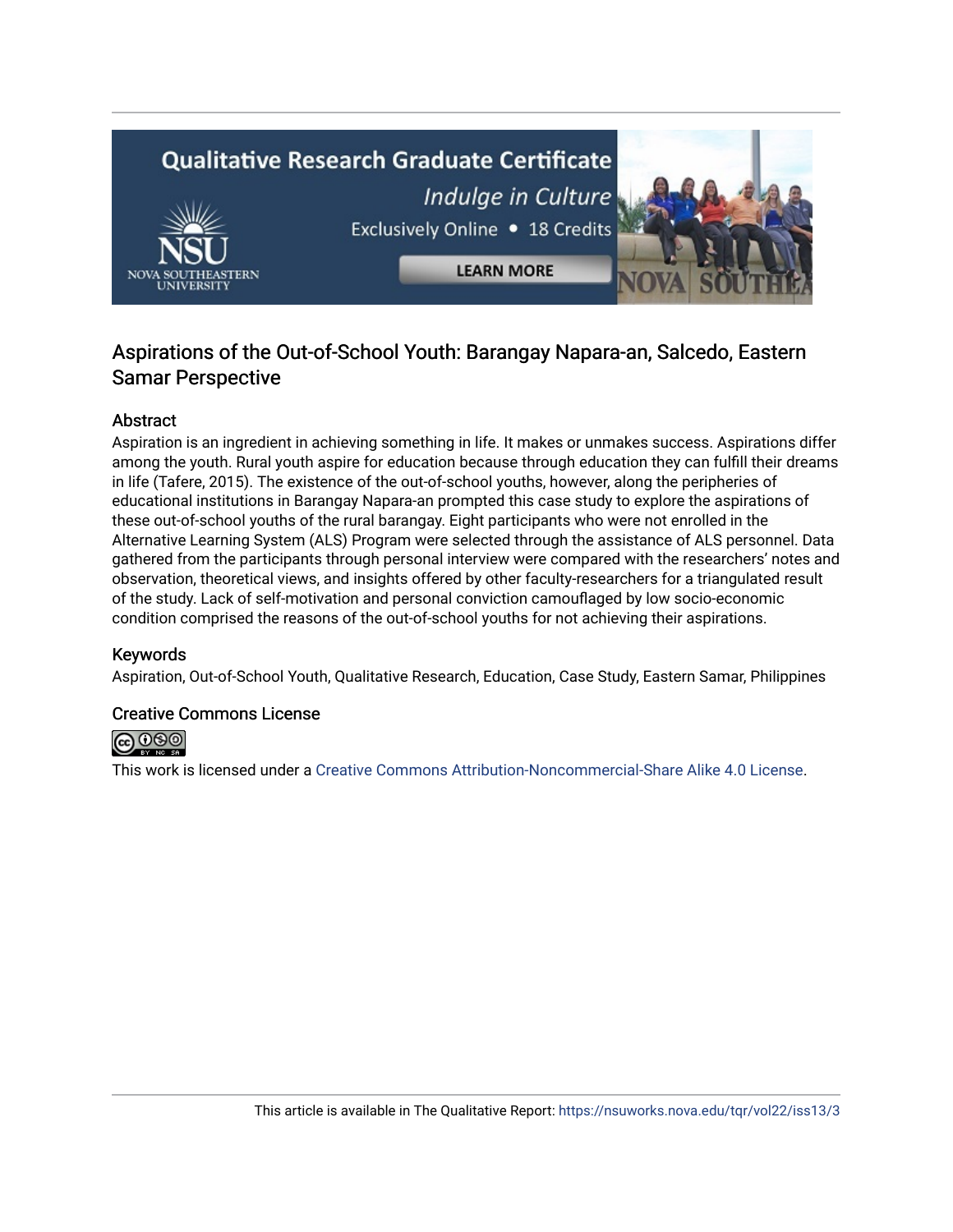## Aspirations of the Out-of-School Youth: Barangay Napara-an, Salcedo, Eastern Samar Perspective

### Abstract

Aspiration is an ingredient in achieving something in life. It makes or unmakes success. Aspirations differ among the youth. Rural youth aspire for education because through education they can fulfill their dreams in life (Tafere, 2015). The existence of the out-of-school youths, however, along the peripheries of educational institutions in Barangay Napara-an prompted this case study to explore the aspirations of these out-of-school youths of the rural barangay. Eight participants who were not enrolled in the Alternative Learning System (ALS) Program were selected through the assistance of ALS personnel. Data gathered from the participants through personal interview were compared with the researchers' notes and observation, theoretical views, and insights offered by other faculty-researchers for a triangulated result of the study. Lack of self-motivation and personal conviction camouflaged by low socio-economic condition comprised the reasons of the out-of-school youths for not achieving their aspirations.

### Keywords

Aspiration, Out-of-School Youth, Qualitative Research, Education, Case Study, Eastern Samar, Philippines

### Creative Commons License

This work is licensed under a Creative Commons Attribution-Noncommercial-Share Alike 4.0 License.

This article is available in The Qualitative Report: https://nsuworks.nova.edu/tqr/vol22/iss13/3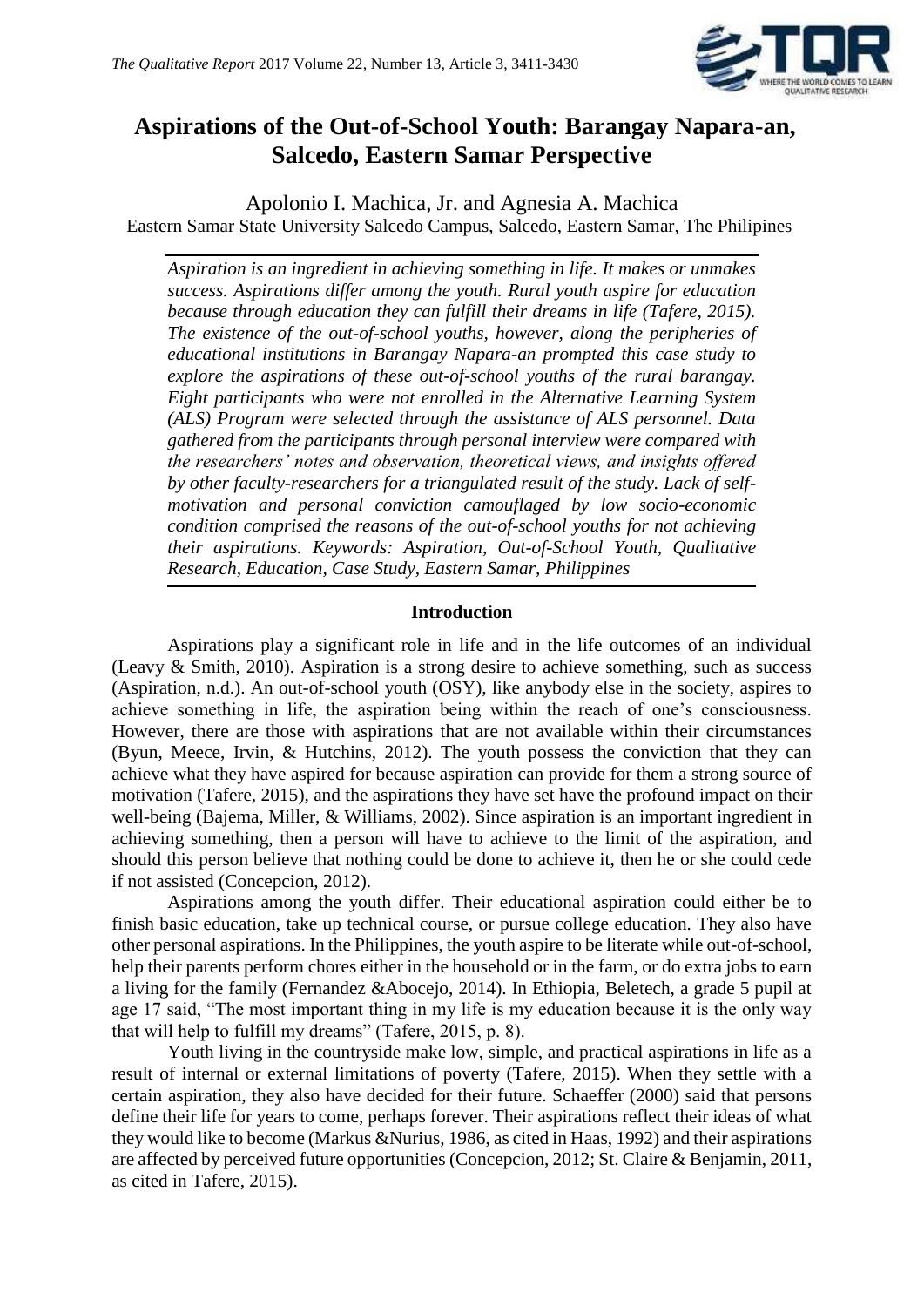# Aspirations of the Out-of-School Youth: Barangay Napara-an, Salcedo, Eastern Samar Perspective

Apolonio I. Machica, Jr. and Agnesia A. Machica
Eastern Samar State University Salcedo Campus, Salcedo, Eastern Samar, The Philipines

*Aspiration is an ingredient in achieving something in life. It makes or unmakes success. Aspirations differ among the youth. Rural youth aspire for education because through education they can fulfill their dreams in life (Tafere, 2015). The existence of the out-of-school youths, however, along the peripheries of educational institutions in Barangay Napara-an prompted this case study to explore the aspirations of these out-of-school youths of the rural barangay. Eight participants who were not enrolled in the Alternative Learning System (ALS) Program were selected through the assistance of ALS personnel. Data gathered from the participants through personal interview were compared with the researchers' notes and observation, theoretical views, and insights offered by other faculty-researchers for a triangulated result of the study. Lack of self-motivation and personal conviction camouflaged by low socio-economic condition comprised the reasons of the out-of-school youths for not achieving their aspirations. Keywords: Aspiration, Out-of-School Youth, Qualitative Research, Education, Case Study, Eastern Samar, Philippines*

## Introduction

Aspirations play a significant role in life and in the life outcomes of an individual (Leavy & Smith, 2010). Aspiration is a strong desire to achieve something, such as success (Aspiration, n.d.). An out-of-school youth (OSY), like anybody else in the society, aspires to achieve something in life, the aspiration being within the reach of one's consciousness. However, there are those with aspirations that are not available within their circumstances (Byun, Meece, Irvin, & Hutchins, 2012). The youth possess the conviction that they can achieve what they have aspired for because aspiration can provide for them a strong source of motivation (Tafere, 2015), and the aspirations they have set have the profound impact on their well-being (Bajema, Miller, & Williams, 2002). Since aspiration is an important ingredient in achieving something, then a person will have to achieve to the limit of the aspiration, and should this person believe that nothing could be done to achieve it, then he or she could cede if not assisted (Concepcion, 2012).

Aspirations among the youth differ. Their educational aspiration could either be to finish basic education, take up technical course, or pursue college education. They also have other personal aspirations. In the Philippines, the youth aspire to be literate while out-of-school, help their parents perform chores either in the household or in the farm, or do extra jobs to earn a living for the family (Fernandez &Abocejo, 2014). In Ethiopia, Beletech, a grade 5 pupil at age 17 said, "The most important thing in my life is my education because it is the only way that will help to fulfill my dreams" (Tafere, 2015, p. 8).

Youth living in the countryside make low, simple, and practical aspirations in life as a result of internal or external limitations of poverty (Tafere, 2015). When they settle with a certain aspiration, they also have decided for their future. Schaeffer (2000) said that persons define their life for years to come, perhaps forever. Their aspirations reflect their ideas of what they would like to become (Markus &Nurius, 1986, as cited in Haas, 1992) and their aspirations are affected by perceived future opportunities (Concepcion, 2012; St. Claire & Benjamin, 2011, as cited in Tafere, 2015).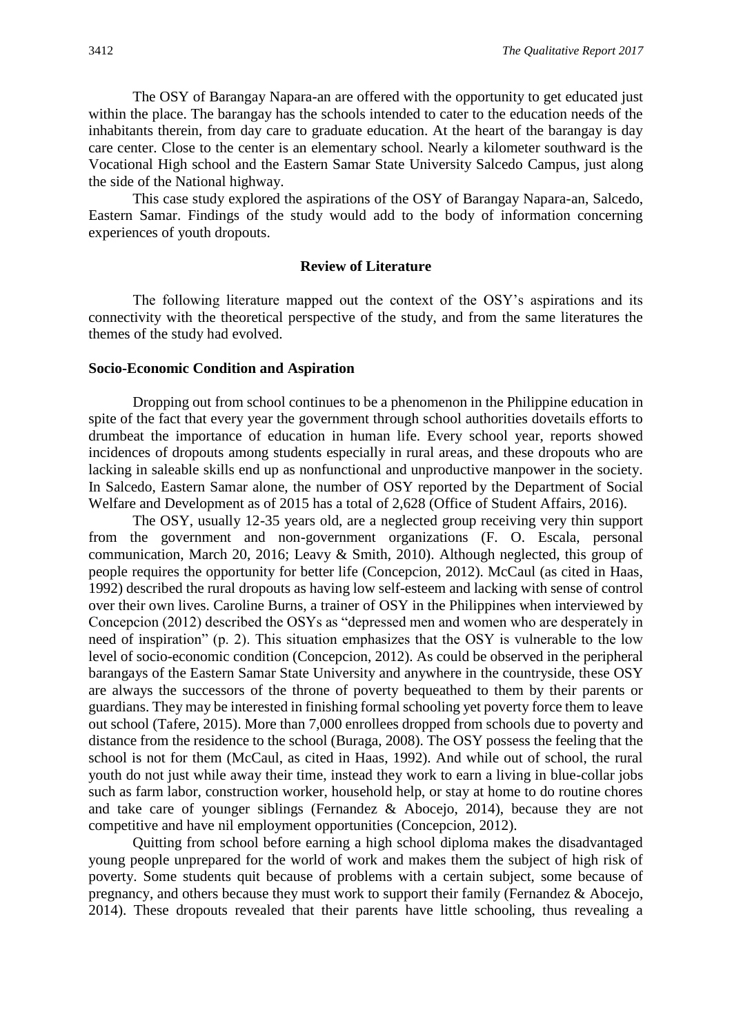The OSY of Barangay Napara-an are offered with the opportunity to get educated just within the place. The barangay has the schools intended to cater to the education needs of the inhabitants therein, from day care to graduate education. At the heart of the barangay is day care center. Close to the center is an elementary school. Nearly a kilometer southward is the Vocational High school and the Eastern Samar State University Salcedo Campus, just along the side of the National highway.

This case study explored the aspirations of the OSY of Barangay Napara-an, Salcedo, Eastern Samar. Findings of the study would add to the body of information concerning experiences of youth dropouts.

## Review of Literature

The following literature mapped out the context of the OSY's aspirations and its connectivity with the theoretical perspective of the study, and from the same literatures the themes of the study had evolved.

### Socio-Economic Condition and Aspiration

Dropping out from school continues to be a phenomenon in the Philippine education in spite of the fact that every year the government through school authorities dovetails efforts to drumbeat the importance of education in human life. Every school year, reports showed incidences of dropouts among students especially in rural areas, and these dropouts who are lacking in saleable skills end up as nonfunctional and unproductive manpower in the society. In Salcedo, Eastern Samar alone, the number of OSY reported by the Department of Social Welfare and Development as of 2015 has a total of 2,628 (Office of Student Affairs, 2016).

The OSY, usually 12-35 years old, are a neglected group receiving very thin support from the government and non-government organizations (F. O. Escala, personal communication, March 20, 2016; Leavy & Smith, 2010). Although neglected, this group of people requires the opportunity for better life (Concepcion, 2012). McCaul (as cited in Haas, 1992) described the rural dropouts as having low self-esteem and lacking with sense of control over their own lives. Caroline Burns, a trainer of OSY in the Philippines when interviewed by Concepcion (2012) described the OSYs as "depressed men and women who are desperately in need of inspiration" (p. 2). This situation emphasizes that the OSY is vulnerable to the low level of socio-economic condition (Concepcion, 2012). As could be observed in the peripheral barangays of the Eastern Samar State University and anywhere in the countryside, these OSY are always the successors of the throne of poverty bequeathed to them by their parents or guardians. They may be interested in finishing formal schooling yet poverty force them to leave out school (Tafere, 2015). More than 7,000 enrollees dropped from schools due to poverty and distance from the residence to the school (Buraga, 2008). The OSY possess the feeling that the school is not for them (McCaul, as cited in Haas, 1992). And while out of school, the rural youth do not just while away their time, instead they work to earn a living in blue-collar jobs such as farm labor, construction worker, household help, or stay at home to do routine chores and take care of younger siblings (Fernandez & Abocejo, 2014), because they are not competitive and have nil employment opportunities (Concepcion, 2012).

Quitting from school before earning a high school diploma makes the disadvantaged young people unprepared for the world of work and makes them the subject of high risk of poverty. Some students quit because of problems with a certain subject, some because of pregnancy, and others because they must work to support their family (Fernandez & Abocejo, 2014). These dropouts revealed that their parents have little schooling, thus revealing a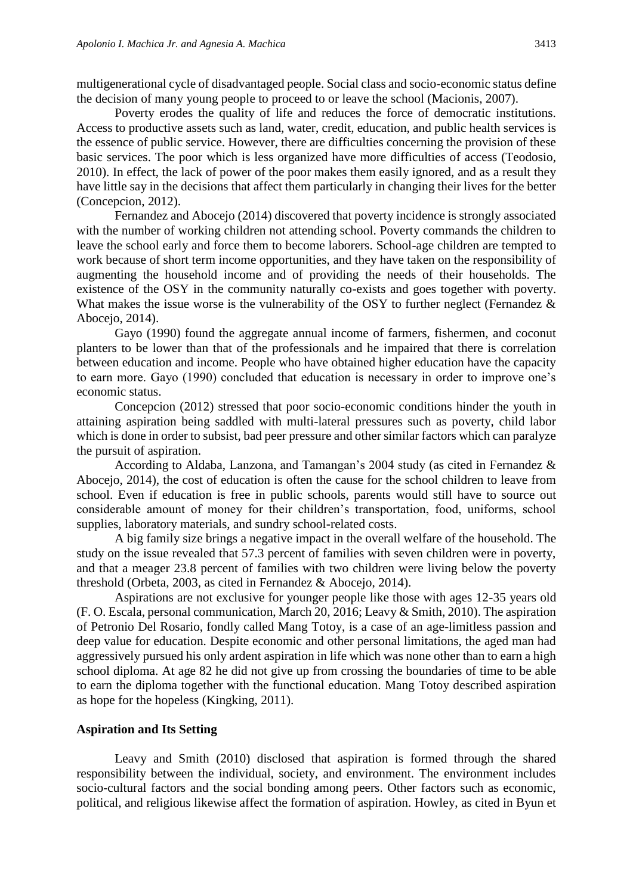multigenerational cycle of disadvantaged people. Social class and socio-economic status define the decision of many young people to proceed to or leave the school (Macionis, 2007).

Poverty erodes the quality of life and reduces the force of democratic institutions. Access to productive assets such as land, water, credit, education, and public health services is the essence of public service. However, there are difficulties concerning the provision of these basic services. The poor which is less organized have more difficulties of access (Teodosio, 2010). In effect, the lack of power of the poor makes them easily ignored, and as a result they have little say in the decisions that affect them particularly in changing their lives for the better (Concepcion, 2012).

Fernandez and Abocejo (2014) discovered that poverty incidence is strongly associated with the number of working children not attending school. Poverty commands the children to leave the school early and force them to become laborers. School-age children are tempted to work because of short term income opportunities, and they have taken on the responsibility of augmenting the household income and of providing the needs of their households. The existence of the OSY in the community naturally co-exists and goes together with poverty. What makes the issue worse is the vulnerability of the OSY to further neglect (Fernandez & Abocejo, 2014).

Gayo (1990) found the aggregate annual income of farmers, fishermen, and coconut planters to be lower than that of the professionals and he impaired that there is correlation between education and income. People who have obtained higher education have the capacity to earn more. Gayo (1990) concluded that education is necessary in order to improve one's economic status.

Concepcion (2012) stressed that poor socio-economic conditions hinder the youth in attaining aspiration being saddled with multi-lateral pressures such as poverty, child labor which is done in order to subsist, bad peer pressure and other similar factors which can paralyze the pursuit of aspiration.

According to Aldaba, Lanzona, and Tamangan's 2004 study (as cited in Fernandez & Abocejo, 2014), the cost of education is often the cause for the school children to leave from school. Even if education is free in public schools, parents would still have to source out considerable amount of money for their children's transportation, food, uniforms, school supplies, laboratory materials, and sundry school-related costs.

A big family size brings a negative impact in the overall welfare of the household. The study on the issue revealed that 57.3 percent of families with seven children were in poverty, and that a meager 23.8 percent of families with two children were living below the poverty threshold (Orbeta, 2003, as cited in Fernandez & Abocejo, 2014).

Aspirations are not exclusive for younger people like those with ages 12-35 years old (F. O. Escala, personal communication, March 20, 2016; Leavy & Smith, 2010). The aspiration of Petronio Del Rosario, fondly called Mang Totoy, is a case of an age-limitless passion and deep value for education. Despite economic and other personal limitations, the aged man had aggressively pursued his only ardent aspiration in life which was none other than to earn a high school diploma. At age 82 he did not give up from crossing the boundaries of time to be able to earn the diploma together with the functional education. Mang Totoy described aspiration as hope for the hopeless (Kingking, 2011).

### Aspiration and Its Setting

Leavy and Smith (2010) disclosed that aspiration is formed through the shared responsibility between the individual, society, and environment. The environment includes socio-cultural factors and the social bonding among peers. Other factors such as economic, political, and religious likewise affect the formation of aspiration. Howley, as cited in Byun et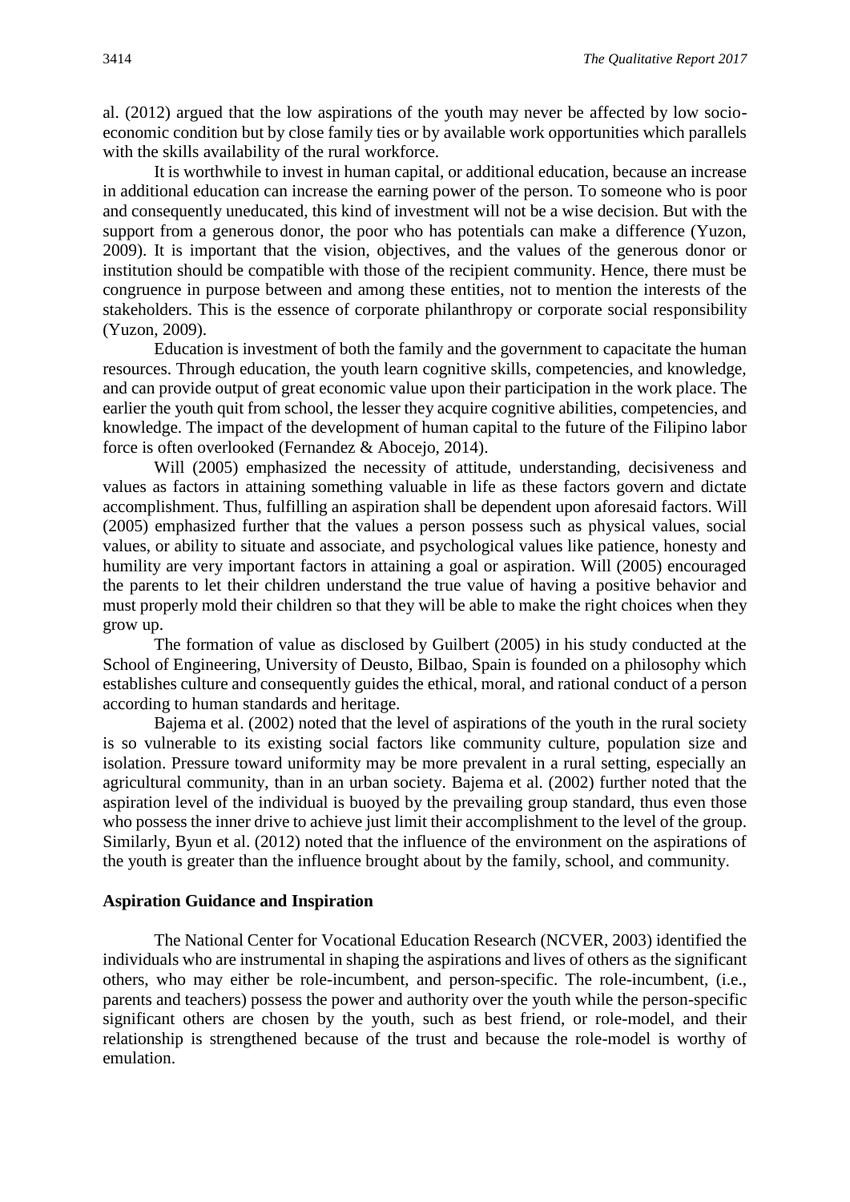al. (2012) argued that the low aspirations of the youth may never be affected by low socio-economic condition but by close family ties or by available work opportunities which parallels with the skills availability of the rural workforce.

It is worthwhile to invest in human capital, or additional education, because an increase in additional education can increase the earning power of the person. To someone who is poor and consequently uneducated, this kind of investment will not be a wise decision. But with the support from a generous donor, the poor who has potentials can make a difference (Yuzon, 2009). It is important that the vision, objectives, and the values of the generous donor or institution should be compatible with those of the recipient community. Hence, there must be congruence in purpose between and among these entities, not to mention the interests of the stakeholders. This is the essence of corporate philanthropy or corporate social responsibility (Yuzon, 2009).

Education is investment of both the family and the government to capacitate the human resources. Through education, the youth learn cognitive skills, competencies, and knowledge, and can provide output of great economic value upon their participation in the work place. The earlier the youth quit from school, the lesser they acquire cognitive abilities, competencies, and knowledge. The impact of the development of human capital to the future of the Filipino labor force is often overlooked (Fernandez & Abocejo, 2014).

Will (2005) emphasized the necessity of attitude, understanding, decisiveness and values as factors in attaining something valuable in life as these factors govern and dictate accomplishment. Thus, fulfilling an aspiration shall be dependent upon aforesaid factors. Will (2005) emphasized further that the values a person possess such as physical values, social values, or ability to situate and associate, and psychological values like patience, honesty and humility are very important factors in attaining a goal or aspiration. Will (2005) encouraged the parents to let their children understand the true value of having a positive behavior and must properly mold their children so that they will be able to make the right choices when they grow up.

The formation of value as disclosed by Guilbert (2005) in his study conducted at the School of Engineering, University of Deusto, Bilbao, Spain is founded on a philosophy which establishes culture and consequently guides the ethical, moral, and rational conduct of a person according to human standards and heritage.

Bajema et al. (2002) noted that the level of aspirations of the youth in the rural society is so vulnerable to its existing social factors like community culture, population size and isolation. Pressure toward uniformity may be more prevalent in a rural setting, especially an agricultural community, than in an urban society. Bajema et al. (2002) further noted that the aspiration level of the individual is buoyed by the prevailing group standard, thus even those who possess the inner drive to achieve just limit their accomplishment to the level of the group. Similarly, Byun et al. (2012) noted that the influence of the environment on the aspirations of the youth is greater than the influence brought about by the family, school, and community.

**Aspiration Guidance and Inspiration**

The National Center for Vocational Education Research (NCVER, 2003) identified the individuals who are instrumental in shaping the aspirations and lives of others as the significant others, who may either be role-incumbent, and person-specific. The role-incumbent, (i.e., parents and teachers) possess the power and authority over the youth while the person-specific significant others are chosen by the youth, such as best friend, or role-model, and their relationship is strengthened because of the trust and because the role-model is worthy of emulation.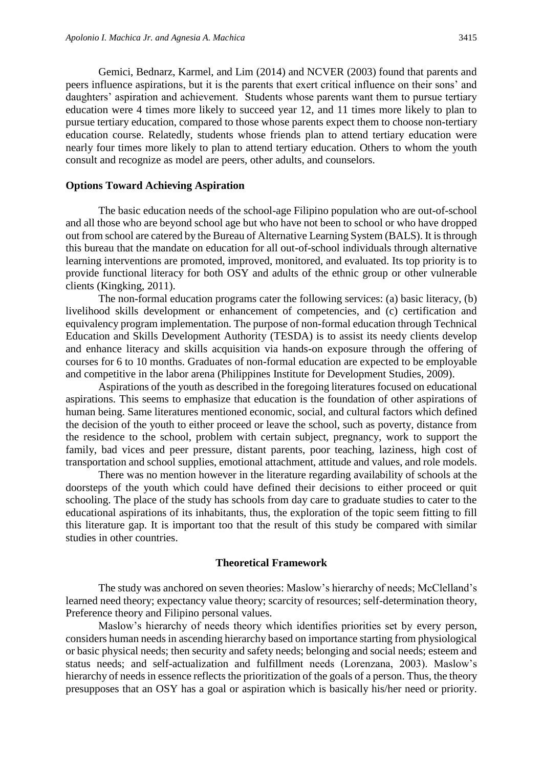Gemici, Bednarz, Karmel, and Lim (2014) and NCVER (2003) found that parents and peers influence aspirations, but it is the parents that exert critical influence on their sons' and daughters' aspiration and achievement. Students whose parents want them to pursue tertiary education were 4 times more likely to succeed year 12, and 11 times more likely to plan to pursue tertiary education, compared to those whose parents expect them to choose non-tertiary education course. Relatedly, students whose friends plan to attend tertiary education were nearly four times more likely to plan to attend tertiary education. Others to whom the youth consult and recognize as model are peers, other adults, and counselors.

### Options Toward Achieving Aspiration

The basic education needs of the school-age Filipino population who are out-of-school and all those who are beyond school age but who have not been to school or who have dropped out from school are catered by the Bureau of Alternative Learning System (BALS). It is through this bureau that the mandate on education for all out-of-school individuals through alternative learning interventions are promoted, improved, monitored, and evaluated. Its top priority is to provide functional literacy for both OSY and adults of the ethnic group or other vulnerable clients (Kingking, 2011).

The non-formal education programs cater the following services: (a) basic literacy, (b) livelihood skills development or enhancement of competencies, and (c) certification and equivalency program implementation. The purpose of non-formal education through Technical Education and Skills Development Authority (TESDA) is to assist its needy clients develop and enhance literacy and skills acquisition via hands-on exposure through the offering of courses for 6 to 10 months. Graduates of non-formal education are expected to be employable and competitive in the labor arena (Philippines Institute for Development Studies, 2009).

Aspirations of the youth as described in the foregoing literatures focused on educational aspirations. This seems to emphasize that education is the foundation of other aspirations of human being. Same literatures mentioned economic, social, and cultural factors which defined the decision of the youth to either proceed or leave the school, such as poverty, distance from the residence to the school, problem with certain subject, pregnancy, work to support the family, bad vices and peer pressure, distant parents, poor teaching, laziness, high cost of transportation and school supplies, emotional attachment, attitude and values, and role models.

There was no mention however in the literature regarding availability of schools at the doorsteps of the youth which could have defined their decisions to either proceed or quit schooling. The place of the study has schools from day care to graduate studies to cater to the educational aspirations of its inhabitants, thus, the exploration of the topic seem fitting to fill this literature gap. It is important too that the result of this study be compared with similar studies in other countries.

## Theoretical Framework

The study was anchored on seven theories: Maslow's hierarchy of needs; McClelland's learned need theory; expectancy value theory; scarcity of resources; self-determination theory, Preference theory and Filipino personal values.

Maslow's hierarchy of needs theory which identifies priorities set by every person, considers human needs in ascending hierarchy based on importance starting from physiological or basic physical needs; then security and safety needs; belonging and social needs; esteem and status needs; and self-actualization and fulfillment needs (Lorenzana, 2003). Maslow's hierarchy of needs in essence reflects the prioritization of the goals of a person. Thus, the theory presupposes that an OSY has a goal or aspiration which is basically his/her need or priority.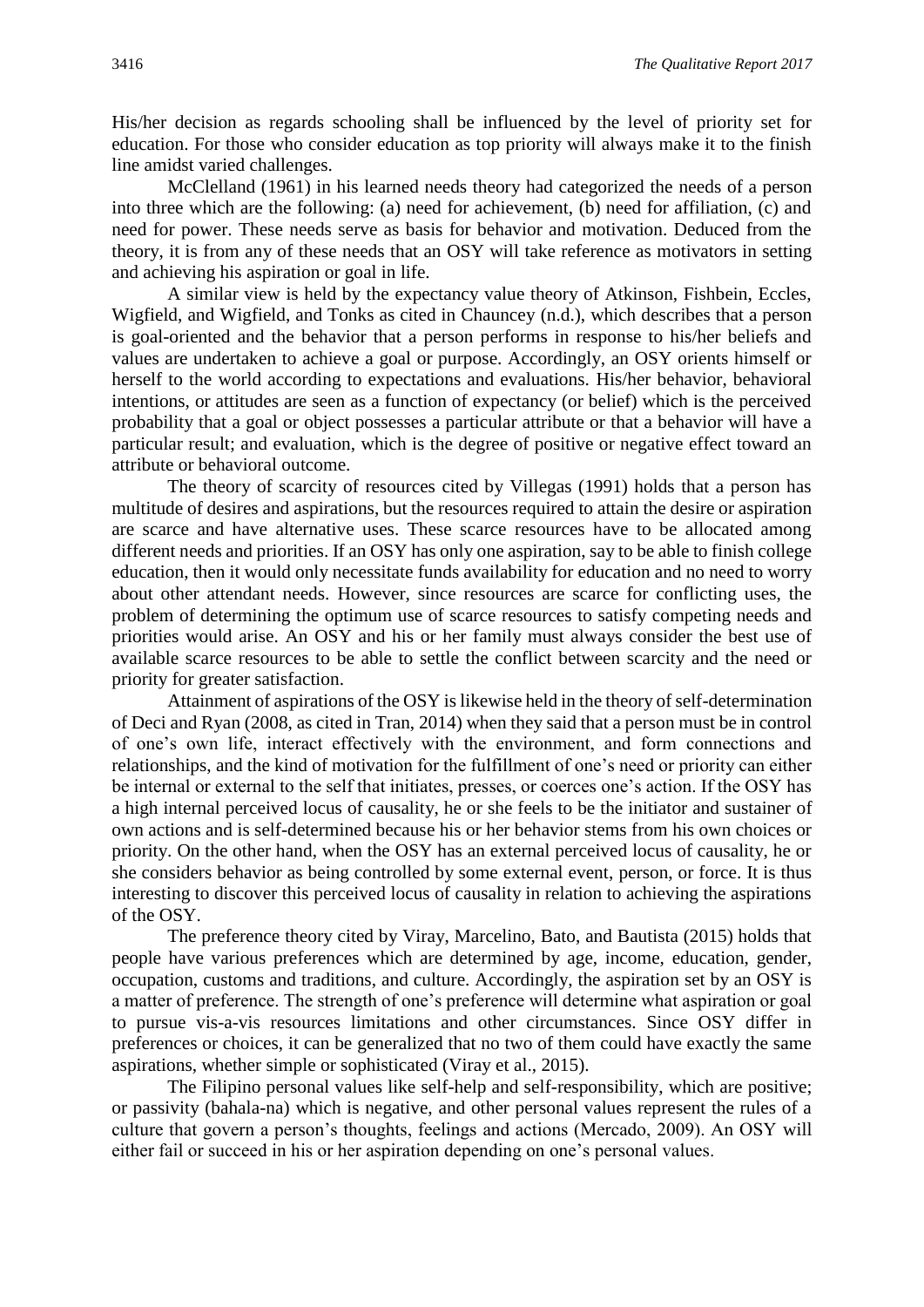His/her decision as regards schooling shall be influenced by the level of priority set for education. For those who consider education as top priority will always make it to the finish line amidst varied challenges.

McClelland (1961) in his learned needs theory had categorized the needs of a person into three which are the following: (a) need for achievement, (b) need for affiliation, (c) and need for power. These needs serve as basis for behavior and motivation. Deduced from the theory, it is from any of these needs that an OSY will take reference as motivators in setting and achieving his aspiration or goal in life.

A similar view is held by the expectancy value theory of Atkinson, Fishbein, Eccles, Wigfield, and Wigfield, and Tonks as cited in Chauncey (n.d.), which describes that a person is goal-oriented and the behavior that a person performs in response to his/her beliefs and values are undertaken to achieve a goal or purpose. Accordingly, an OSY orients himself or herself to the world according to expectations and evaluations. His/her behavior, behavioral intentions, or attitudes are seen as a function of expectancy (or belief) which is the perceived probability that a goal or object possesses a particular attribute or that a behavior will have a particular result; and evaluation, which is the degree of positive or negative effect toward an attribute or behavioral outcome.

The theory of scarcity of resources cited by Villegas (1991) holds that a person has multitude of desires and aspirations, but the resources required to attain the desire or aspiration are scarce and have alternative uses. These scarce resources have to be allocated among different needs and priorities. If an OSY has only one aspiration, say to be able to finish college education, then it would only necessitate funds availability for education and no need to worry about other attendant needs. However, since resources are scarce for conflicting uses, the problem of determining the optimum use of scarce resources to satisfy competing needs and priorities would arise. An OSY and his or her family must always consider the best use of available scarce resources to be able to settle the conflict between scarcity and the need or priority for greater satisfaction.

Attainment of aspirations of the OSY is likewise held in the theory of self-determination of Deci and Ryan (2008, as cited in Tran, 2014) when they said that a person must be in control of one's own life, interact effectively with the environment, and form connections and relationships, and the kind of motivation for the fulfillment of one's need or priority can either be internal or external to the self that initiates, presses, or coerces one's action. If the OSY has a high internal perceived locus of causality, he or she feels to be the initiator and sustainer of own actions and is self-determined because his or her behavior stems from his own choices or priority. On the other hand, when the OSY has an external perceived locus of causality, he or she considers behavior as being controlled by some external event, person, or force. It is thus interesting to discover this perceived locus of causality in relation to achieving the aspirations of the OSY.

The preference theory cited by Viray, Marcelino, Bato, and Bautista (2015) holds that people have various preferences which are determined by age, income, education, gender, occupation, customs and traditions, and culture. Accordingly, the aspiration set by an OSY is a matter of preference. The strength of one's preference will determine what aspiration or goal to pursue vis-a-vis resources limitations and other circumstances. Since OSY differ in preferences or choices, it can be generalized that no two of them could have exactly the same aspirations, whether simple or sophisticated (Viray et al., 2015).

The Filipino personal values like self-help and self-responsibility, which are positive; or passivity (bahala-na) which is negative, and other personal values represent the rules of a culture that govern a person's thoughts, feelings and actions (Mercado, 2009). An OSY will either fail or succeed in his or her aspiration depending on one's personal values.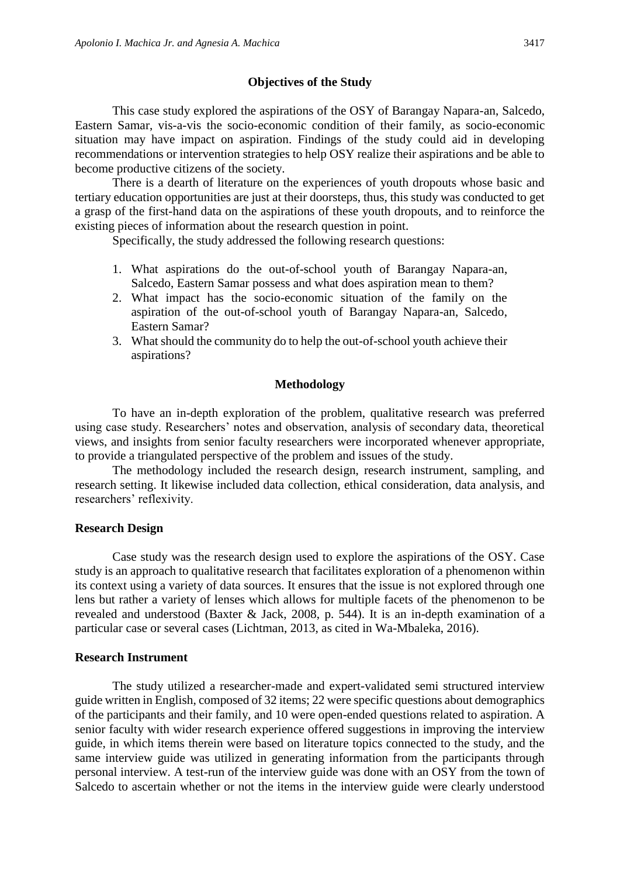## Objectives of the Study

This case study explored the aspirations of the OSY of Barangay Napara-an, Salcedo, Eastern Samar, vis-a-vis the socio-economic condition of their family, as socio-economic situation may have impact on aspiration. Findings of the study could aid in developing recommendations or intervention strategies to help OSY realize their aspirations and be able to become productive citizens of the society.

There is a dearth of literature on the experiences of youth dropouts whose basic and tertiary education opportunities are just at their doorsteps, thus, this study was conducted to get a grasp of the first-hand data on the aspirations of these youth dropouts, and to reinforce the existing pieces of information about the research question in point.

Specifically, the study addressed the following research questions:

1. What aspirations do the out-of-school youth of Barangay Napara-an, Salcedo, Eastern Samar possess and what does aspiration mean to them?
2. What impact has the socio-economic situation of the family on the aspiration of the out-of-school youth of Barangay Napara-an, Salcedo, Eastern Samar?
3. What should the community do to help the out-of-school youth achieve their aspirations?

## Methodology

To have an in-depth exploration of the problem, qualitative research was preferred using case study. Researchers' notes and observation, analysis of secondary data, theoretical views, and insights from senior faculty researchers were incorporated whenever appropriate, to provide a triangulated perspective of the problem and issues of the study.

The methodology included the research design, research instrument, sampling, and research setting. It likewise included data collection, ethical consideration, data analysis, and researchers' reflexivity.

### Research Design

Case study was the research design used to explore the aspirations of the OSY. Case study is an approach to qualitative research that facilitates exploration of a phenomenon within its context using a variety of data sources. It ensures that the issue is not explored through one lens but rather a variety of lenses which allows for multiple facets of the phenomenon to be revealed and understood (Baxter & Jack, 2008, p. 544). It is an in-depth examination of a particular case or several cases (Lichtman, 2013, as cited in Wa-Mbaleka, 2016).

### Research Instrument

The study utilized a researcher-made and expert-validated semi structured interview guide written in English, composed of 32 items; 22 were specific questions about demographics of the participants and their family, and 10 were open-ended questions related to aspiration. A senior faculty with wider research experience offered suggestions in improving the interview guide, in which items therein were based on literature topics connected to the study, and the same interview guide was utilized in generating information from the participants through personal interview. A test-run of the interview guide was done with an OSY from the town of Salcedo to ascertain whether or not the items in the interview guide were clearly understood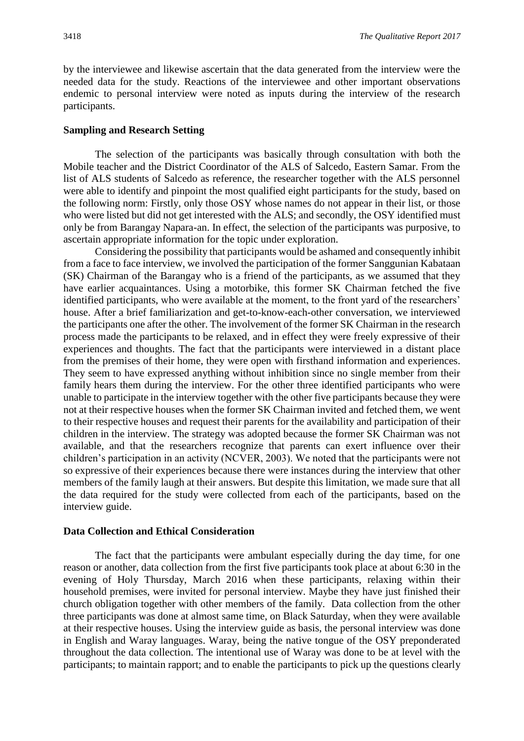by the interviewee and likewise ascertain that the data generated from the interview were the needed data for the study. Reactions of the interviewee and other important observations endemic to personal interview were noted as inputs during the interview of the research participants.

## Sampling and Research Setting

The selection of the participants was basically through consultation with both the Mobile teacher and the District Coordinator of the ALS of Salcedo, Eastern Samar. From the list of ALS students of Salcedo as reference, the researcher together with the ALS personnel were able to identify and pinpoint the most qualified eight participants for the study, based on the following norm: Firstly, only those OSY whose names do not appear in their list, or those who were listed but did not get interested with the ALS; and secondly, the OSY identified must only be from Barangay Napara-an. In effect, the selection of the participants was purposive, to ascertain appropriate information for the topic under exploration.

Considering the possibility that participants would be ashamed and consequently inhibit from a face to face interview, we involved the participation of the former Sanggunian Kabataan (SK) Chairman of the Barangay who is a friend of the participants, as we assumed that they have earlier acquaintances. Using a motorbike, this former SK Chairman fetched the five identified participants, who were available at the moment, to the front yard of the researchers' house. After a brief familiarization and get-to-know-each-other conversation, we interviewed the participants one after the other. The involvement of the former SK Chairman in the research process made the participants to be relaxed, and in effect they were freely expressive of their experiences and thoughts. The fact that the participants were interviewed in a distant place from the premises of their home, they were open with firsthand information and experiences. They seem to have expressed anything without inhibition since no single member from their family hears them during the interview. For the other three identified participants who were unable to participate in the interview together with the other five participants because they were not at their respective houses when the former SK Chairman invited and fetched them, we went to their respective houses and request their parents for the availability and participation of their children in the interview. The strategy was adopted because the former SK Chairman was not available, and that the researchers recognize that parents can exert influence over their children's participation in an activity (NCVER, 2003). We noted that the participants were not so expressive of their experiences because there were instances during the interview that other members of the family laugh at their answers. But despite this limitation, we made sure that all the data required for the study were collected from each of the participants, based on the interview guide.

## Data Collection and Ethical Consideration

The fact that the participants were ambulant especially during the day time, for one reason or another, data collection from the first five participants took place at about 6:30 in the evening of Holy Thursday, March 2016 when these participants, relaxing within their household premises, were invited for personal interview. Maybe they have just finished their church obligation together with other members of the family. Data collection from the other three participants was done at almost same time, on Black Saturday, when they were available at their respective houses. Using the interview guide as basis, the personal interview was done in English and Waray languages. Waray, being the native tongue of the OSY preponderated throughout the data collection. The intentional use of Waray was done to be at level with the participants; to maintain rapport; and to enable the participants to pick up the questions clearly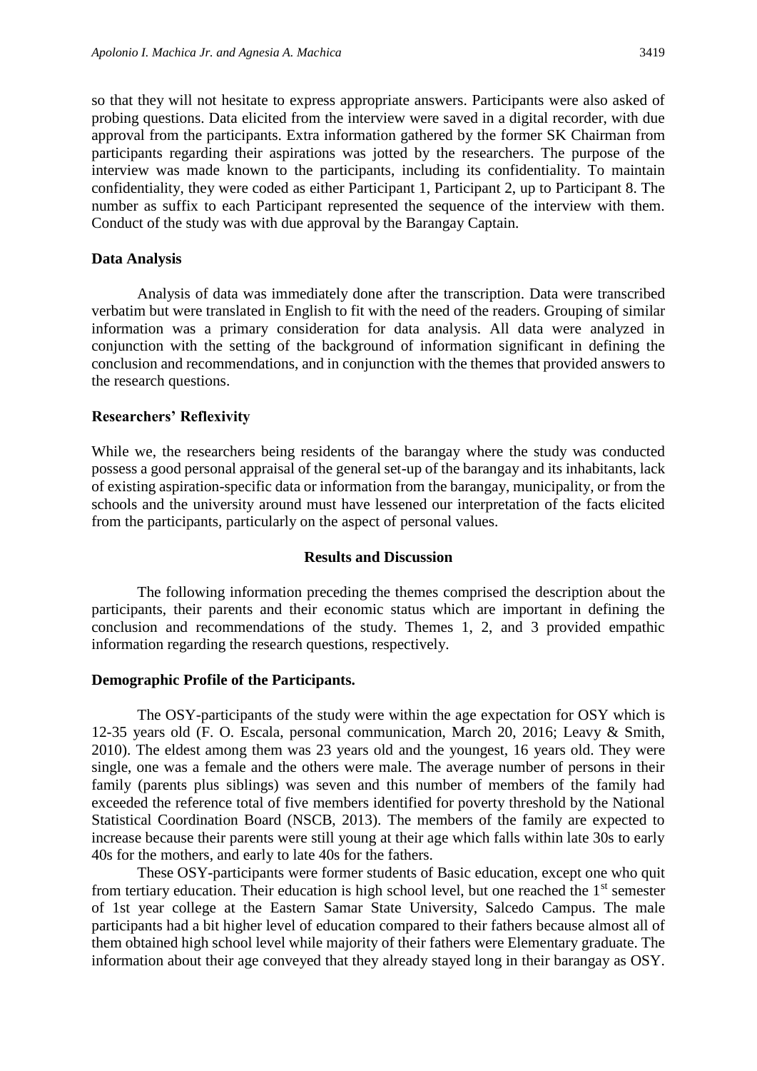so that they will not hesitate to express appropriate answers. Participants were also asked of probing questions. Data elicited from the interview were saved in a digital recorder, with due approval from the participants. Extra information gathered by the former SK Chairman from participants regarding their aspirations was jotted by the researchers. The purpose of the interview was made known to the participants, including its confidentiality. To maintain confidentiality, they were coded as either Participant 1, Participant 2, up to Participant 8. The number as suffix to each Participant represented the sequence of the interview with them. Conduct of the study was with due approval by the Barangay Captain.

### Data Analysis

Analysis of data was immediately done after the transcription. Data were transcribed verbatim but were translated in English to fit with the need of the readers. Grouping of similar information was a primary consideration for data analysis. All data were analyzed in conjunction with the setting of the background of information significant in defining the conclusion and recommendations, and in conjunction with the themes that provided answers to the research questions.

### Researchers' Reflexivity

While we, the researchers being residents of the barangay where the study was conducted possess a good personal appraisal of the general set-up of the barangay and its inhabitants, lack of existing aspiration-specific data or information from the barangay, municipality, or from the schools and the university around must have lessened our interpretation of the facts elicited from the participants, particularly on the aspect of personal values.

## Results and Discussion

The following information preceding the themes comprised the description about the participants, their parents and their economic status which are important in defining the conclusion and recommendations of the study. Themes 1, 2, and 3 provided empathic information regarding the research questions, respectively.

### Demographic Profile of the Participants.

The OSY-participants of the study were within the age expectation for OSY which is 12-35 years old (F. O. Escala, personal communication, March 20, 2016; Leavy & Smith, 2010). The eldest among them was 23 years old and the youngest, 16 years old. They were single, one was a female and the others were male. The average number of persons in their family (parents plus siblings) was seven and this number of members of the family had exceeded the reference total of five members identified for poverty threshold by the National Statistical Coordination Board (NSCB, 2013). The members of the family are expected to increase because their parents were still young at their age which falls within late 30s to early 40s for the mothers, and early to late 40s for the fathers.

These OSY-participants were former students of Basic education, except one who quit from tertiary education. Their education is high school level, but one reached the 1st semester of 1st year college at the Eastern Samar State University, Salcedo Campus. The male participants had a bit higher level of education compared to their fathers because almost all of them obtained high school level while majority of their fathers were Elementary graduate. The information about their age conveyed that they already stayed long in their barangay as OSY.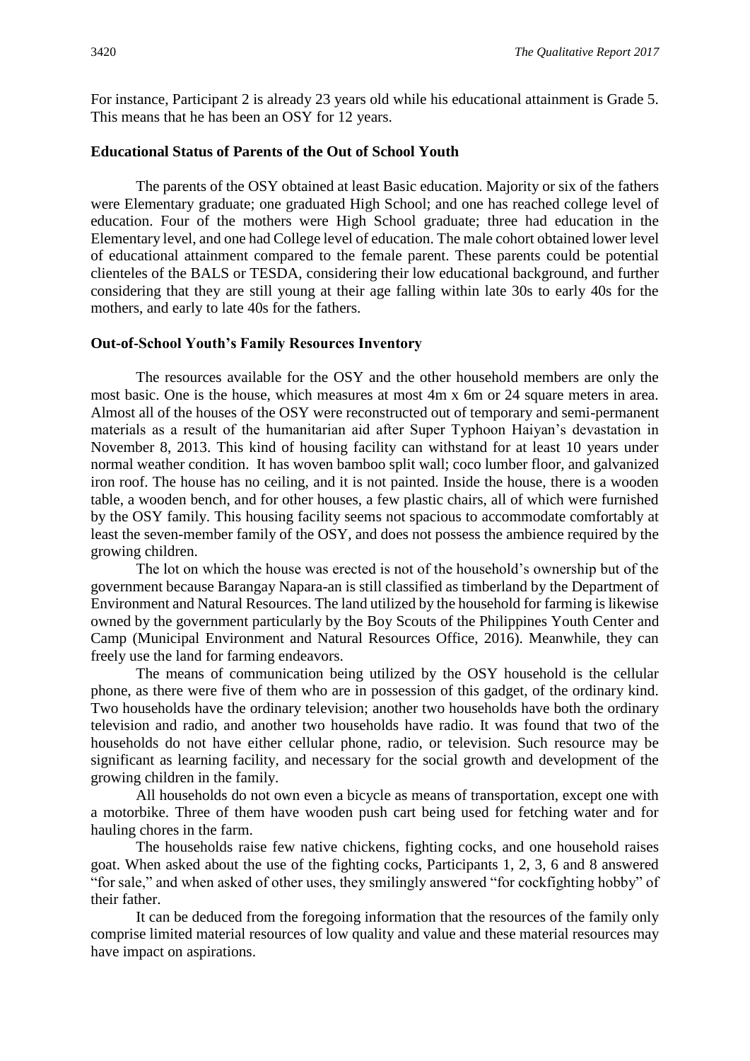For instance, Participant 2 is already 23 years old while his educational attainment is Grade 5. This means that he has been an OSY for 12 years.

### Educational Status of Parents of the Out of School Youth

The parents of the OSY obtained at least Basic education. Majority or six of the fathers were Elementary graduate; one graduated High School; and one has reached college level of education. Four of the mothers were High School graduate; three had education in the Elementary level, and one had College level of education. The male cohort obtained lower level of educational attainment compared to the female parent. These parents could be potential clienteles of the BALS or TESDA, considering their low educational background, and further considering that they are still young at their age falling within late 30s to early 40s for the mothers, and early to late 40s for the fathers.

### Out-of-School Youth's Family Resources Inventory

The resources available for the OSY and the other household members are only the most basic. One is the house, which measures at most 4m x 6m or 24 square meters in area. Almost all of the houses of the OSY were reconstructed out of temporary and semi-permanent materials as a result of the humanitarian aid after Super Typhoon Haiyan's devastation in November 8, 2013. This kind of housing facility can withstand for at least 10 years under normal weather condition. It has woven bamboo split wall; coco lumber floor, and galvanized iron roof. The house has no ceiling, and it is not painted. Inside the house, there is a wooden table, a wooden bench, and for other houses, a few plastic chairs, all of which were furnished by the OSY family. This housing facility seems not spacious to accommodate comfortably at least the seven-member family of the OSY, and does not possess the ambience required by the growing children.

The lot on which the house was erected is not of the household's ownership but of the government because Barangay Napara-an is still classified as timberland by the Department of Environment and Natural Resources. The land utilized by the household for farming is likewise owned by the government particularly by the Boy Scouts of the Philippines Youth Center and Camp (Municipal Environment and Natural Resources Office, 2016). Meanwhile, they can freely use the land for farming endeavors.

The means of communication being utilized by the OSY household is the cellular phone, as there were five of them who are in possession of this gadget, of the ordinary kind. Two households have the ordinary television; another two households have both the ordinary television and radio, and another two households have radio. It was found that two of the households do not have either cellular phone, radio, or television. Such resource may be significant as learning facility, and necessary for the social growth and development of the growing children in the family.

All households do not own even a bicycle as means of transportation, except one with a motorbike. Three of them have wooden push cart being used for fetching water and for hauling chores in the farm.

The households raise few native chickens, fighting cocks, and one household raises goat. When asked about the use of the fighting cocks, Participants 1, 2, 3, 6 and 8 answered "for sale," and when asked of other uses, they smilingly answered "for cockfighting hobby" of their father.

It can be deduced from the foregoing information that the resources of the family only comprise limited material resources of low quality and value and these material resources may have impact on aspirations.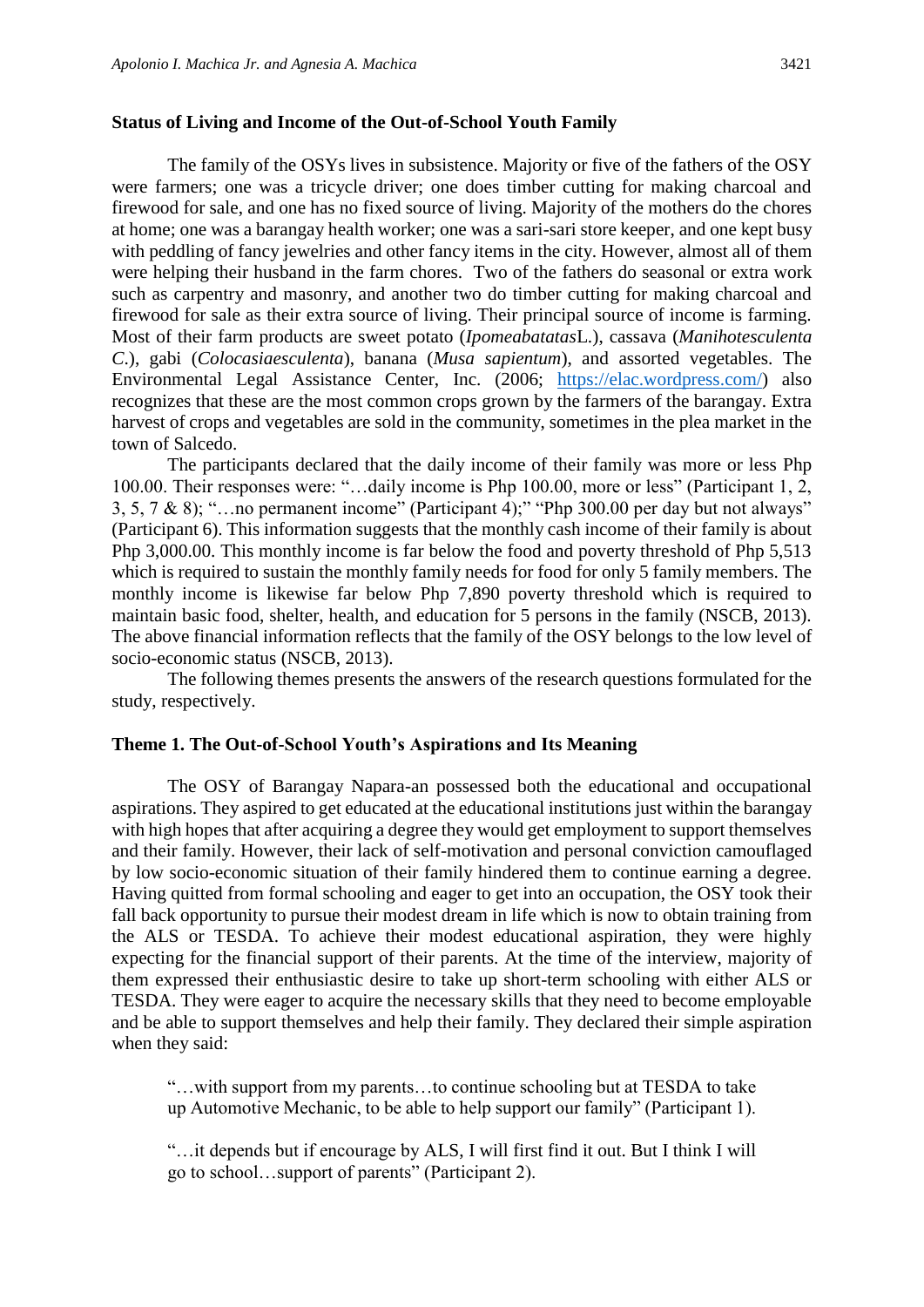### Status of Living and Income of the Out-of-School Youth Family

The family of the OSYs lives in subsistence. Majority or five of the fathers of the OSY were farmers; one was a tricycle driver; one does timber cutting for making charcoal and firewood for sale, and one has no fixed source of living. Majority of the mothers do the chores at home; one was a barangay health worker; one was a sari-sari store keeper, and one kept busy with peddling of fancy jewelries and other fancy items in the city. However, almost all of them were helping their husband in the farm chores. Two of the fathers do seasonal or extra work such as carpentry and masonry, and another two do timber cutting for making charcoal and firewood for sale as their extra source of living. Their principal source of income is farming. Most of their farm products are sweet potato (*Ipomeabatatas*L.), cassava (*Manihotesculenta C*.), gabi (*Colocasiaesculenta*), banana (*Musa sapientum*), and assorted vegetables. The Environmental Legal Assistance Center, Inc. (2006; https://elac.wordpress.com/) also recognizes that these are the most common crops grown by the farmers of the barangay. Extra harvest of crops and vegetables are sold in the community, sometimes in the plea market in the town of Salcedo.

The participants declared that the daily income of their family was more or less Php 100.00. Their responses were: "…daily income is Php 100.00, more or less" (Participant 1, 2, 3, 5, 7 & 8); "…no permanent income" (Participant 4);" "Php 300.00 per day but not always" (Participant 6). This information suggests that the monthly cash income of their family is about Php 3,000.00. This monthly income is far below the food and poverty threshold of Php 5,513 which is required to sustain the monthly family needs for food for only 5 family members. The monthly income is likewise far below Php 7,890 poverty threshold which is required to maintain basic food, shelter, health, and education for 5 persons in the family (NSCB, 2013). The above financial information reflects that the family of the OSY belongs to the low level of socio-economic status (NSCB, 2013).

The following themes presents the answers of the research questions formulated for the study, respectively.

### Theme 1. The Out-of-School Youth's Aspirations and Its Meaning

The OSY of Barangay Napara-an possessed both the educational and occupational aspirations. They aspired to get educated at the educational institutions just within the barangay with high hopes that after acquiring a degree they would get employment to support themselves and their family. However, their lack of self-motivation and personal conviction camouflaged by low socio-economic situation of their family hindered them to continue earning a degree. Having quitted from formal schooling and eager to get into an occupation, the OSY took their fall back opportunity to pursue their modest dream in life which is now to obtain training from the ALS or TESDA. To achieve their modest educational aspiration, they were highly expecting for the financial support of their parents. At the time of the interview, majority of them expressed their enthusiastic desire to take up short-term schooling with either ALS or TESDA. They were eager to acquire the necessary skills that they need to become employable and be able to support themselves and help their family. They declared their simple aspiration when they said:

> "…with support from my parents…to continue schooling but at TESDA to take up Automotive Mechanic, to be able to help support our family" (Participant 1).

> "…it depends but if encourage by ALS, I will first find it out. But I think I will go to school…support of parents" (Participant 2).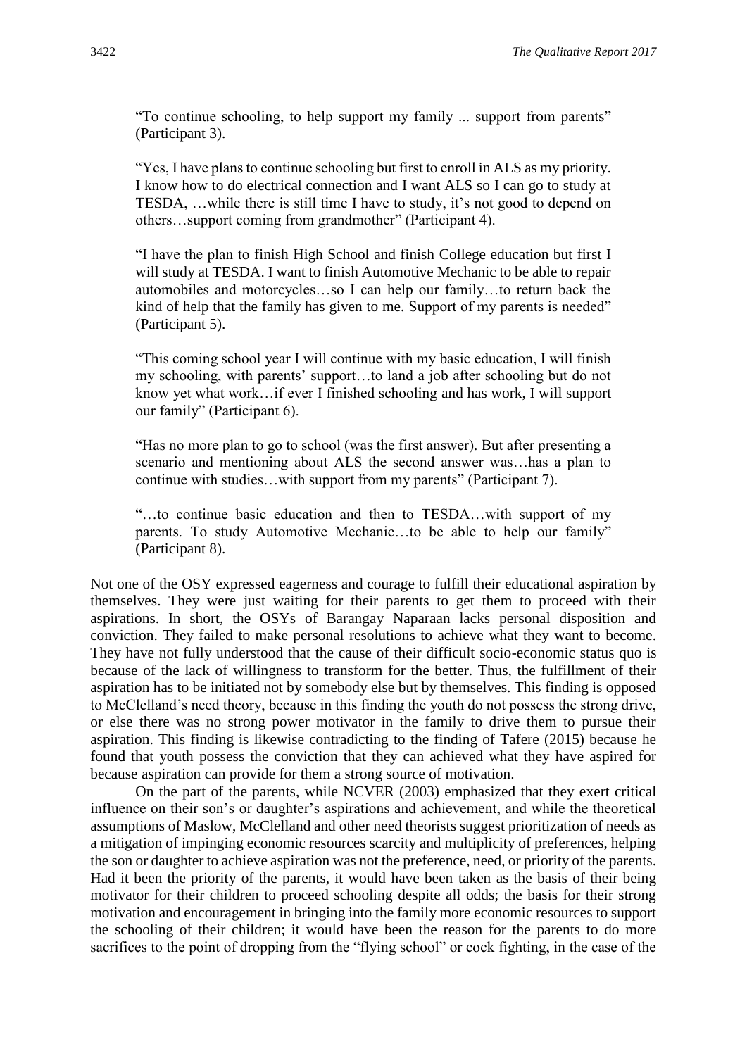> "To continue schooling, to help support my family ... support from parents" (Participant 3).

> "Yes, I have plans to continue schooling but first to enroll in ALS as my priority. I know how to do electrical connection and I want ALS so I can go to study at TESDA, …while there is still time I have to study, it's not good to depend on others…support coming from grandmother" (Participant 4).

> "I have the plan to finish High School and finish College education but first I will study at TESDA. I want to finish Automotive Mechanic to be able to repair automobiles and motorcycles…so I can help our family…to return back the kind of help that the family has given to me. Support of my parents is needed" (Participant 5).

> "This coming school year I will continue with my basic education, I will finish my schooling, with parents' support…to land a job after schooling but do not know yet what work…if ever I finished schooling and has work, I will support our family" (Participant 6).

> "Has no more plan to go to school (was the first answer). But after presenting a scenario and mentioning about ALS the second answer was…has a plan to continue with studies…with support from my parents" (Participant 7).

> "…to continue basic education and then to TESDA…with support of my parents. To study Automotive Mechanic…to be able to help our family" (Participant 8).

Not one of the OSY expressed eagerness and courage to fulfill their educational aspiration by themselves. They were just waiting for their parents to get them to proceed with their aspirations. In short, the OSYs of Barangay Naparaan lacks personal disposition and conviction. They failed to make personal resolutions to achieve what they want to become. They have not fully understood that the cause of their difficult socio-economic status quo is because of the lack of willingness to transform for the better. Thus, the fulfillment of their aspiration has to be initiated not by somebody else but by themselves. This finding is opposed to McClelland's need theory, because in this finding the youth do not possess the strong drive, or else there was no strong power motivator in the family to drive them to pursue their aspiration. This finding is likewise contradicting to the finding of Tafere (2015) because he found that youth possess the conviction that they can achieved what they have aspired for because aspiration can provide for them a strong source of motivation.

On the part of the parents, while NCVER (2003) emphasized that they exert critical influence on their son's or daughter's aspirations and achievement, and while the theoretical assumptions of Maslow, McClelland and other need theorists suggest prioritization of needs as a mitigation of impinging economic resources scarcity and multiplicity of preferences, helping the son or daughter to achieve aspiration was not the preference, need, or priority of the parents. Had it been the priority of the parents, it would have been taken as the basis of their being motivator for their children to proceed schooling despite all odds; the basis for their strong motivation and encouragement in bringing into the family more economic resources to support the schooling of their children; it would have been the reason for the parents to do more sacrifices to the point of dropping from the "flying school" or cock fighting, in the case of the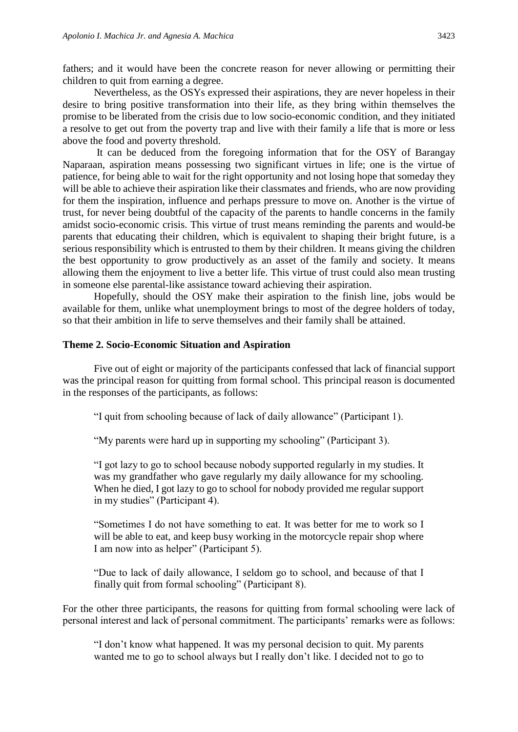fathers; and it would have been the concrete reason for never allowing or permitting their children to quit from earning a degree.

Nevertheless, as the OSYs expressed their aspirations, they are never hopeless in their desire to bring positive transformation into their life, as they bring within themselves the promise to be liberated from the crisis due to low socio-economic condition, and they initiated a resolve to get out from the poverty trap and live with their family a life that is more or less above the food and poverty threshold.

It can be deduced from the foregoing information that for the OSY of Barangay Naparaan, aspiration means possessing two significant virtues in life; one is the virtue of patience, for being able to wait for the right opportunity and not losing hope that someday they will be able to achieve their aspiration like their classmates and friends, who are now providing for them the inspiration, influence and perhaps pressure to move on. Another is the virtue of trust, for never being doubtful of the capacity of the parents to handle concerns in the family amidst socio-economic crisis. This virtue of trust means reminding the parents and would-be parents that educating their children, which is equivalent to shaping their bright future, is a serious responsibility which is entrusted to them by their children. It means giving the children the best opportunity to grow productively as an asset of the family and society. It means allowing them the enjoyment to live a better life. This virtue of trust could also mean trusting in someone else parental-like assistance toward achieving their aspiration.

Hopefully, should the OSY make their aspiration to the finish line, jobs would be available for them, unlike what unemployment brings to most of the degree holders of today, so that their ambition in life to serve themselves and their family shall be attained.

**Theme 2. Socio-Economic Situation and Aspiration**

Five out of eight or majority of the participants confessed that lack of financial support was the principal reason for quitting from formal school. This principal reason is documented in the responses of the participants, as follows:

> "I quit from schooling because of lack of daily allowance" (Participant 1).
>
> "My parents were hard up in supporting my schooling" (Participant 3).
>
> "I got lazy to go to school because nobody supported regularly in my studies. It was my grandfather who gave regularly my daily allowance for my schooling. When he died, I got lazy to go to school for nobody provided me regular support in my studies" (Participant 4).
>
> "Sometimes I do not have something to eat. It was better for me to work so I will be able to eat, and keep busy working in the motorcycle repair shop where I am now into as helper" (Participant 5).
>
> "Due to lack of daily allowance, I seldom go to school, and because of that I finally quit from formal schooling" (Participant 8).

For the other three participants, the reasons for quitting from formal schooling were lack of personal interest and lack of personal commitment. The participants' remarks were as follows:

> "I don't know what happened. It was my personal decision to quit. My parents wanted me to go to school always but I really don't like. I decided not to go to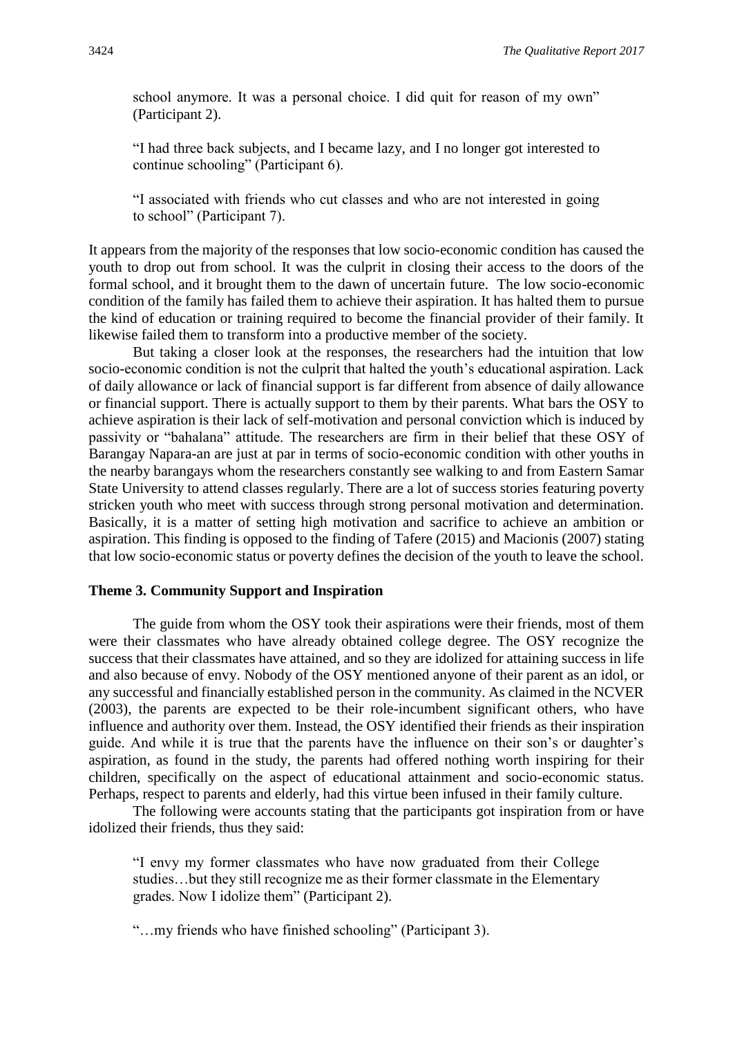school anymore. It was a personal choice. I did quit for reason of my own" (Participant 2).

> "I had three back subjects, and I became lazy, and I no longer got interested to continue schooling" (Participant 6).

> "I associated with friends who cut classes and who are not interested in going to school" (Participant 7).

It appears from the majority of the responses that low socio-economic condition has caused the youth to drop out from school. It was the culprit in closing their access to the doors of the formal school, and it brought them to the dawn of uncertain future. The low socio-economic condition of the family has failed them to achieve their aspiration. It has halted them to pursue the kind of education or training required to become the financial provider of their family. It likewise failed them to transform into a productive member of the society.

But taking a closer look at the responses, the researchers had the intuition that low socio-economic condition is not the culprit that halted the youth's educational aspiration. Lack of daily allowance or lack of financial support is far different from absence of daily allowance or financial support. There is actually support to them by their parents. What bars the OSY to achieve aspiration is their lack of self-motivation and personal conviction which is induced by passivity or "bahalana" attitude. The researchers are firm in their belief that these OSY of Barangay Napara-an are just at par in terms of socio-economic condition with other youths in the nearby barangays whom the researchers constantly see walking to and from Eastern Samar State University to attend classes regularly. There are a lot of success stories featuring poverty stricken youth who meet with success through strong personal motivation and determination. Basically, it is a matter of setting high motivation and sacrifice to achieve an ambition or aspiration. This finding is opposed to the finding of Tafere (2015) and Macionis (2007) stating that low socio-economic status or poverty defines the decision of the youth to leave the school.

### Theme 3. Community Support and Inspiration

The guide from whom the OSY took their aspirations were their friends, most of them were their classmates who have already obtained college degree. The OSY recognize the success that their classmates have attained, and so they are idolized for attaining success in life and also because of envy. Nobody of the OSY mentioned anyone of their parent as an idol, or any successful and financially established person in the community. As claimed in the NCVER (2003), the parents are expected to be their role-incumbent significant others, who have influence and authority over them. Instead, the OSY identified their friends as their inspiration guide. And while it is true that the parents have the influence on their son's or daughter's aspiration, as found in the study, the parents had offered nothing worth inspiring for their children, specifically on the aspect of educational attainment and socio-economic status. Perhaps, respect to parents and elderly, had this virtue been infused in their family culture.

The following were accounts stating that the participants got inspiration from or have idolized their friends, thus they said:

> "I envy my former classmates who have now graduated from their College studies…but they still recognize me as their former classmate in the Elementary grades. Now I idolize them" (Participant 2).

> "…my friends who have finished schooling" (Participant 3).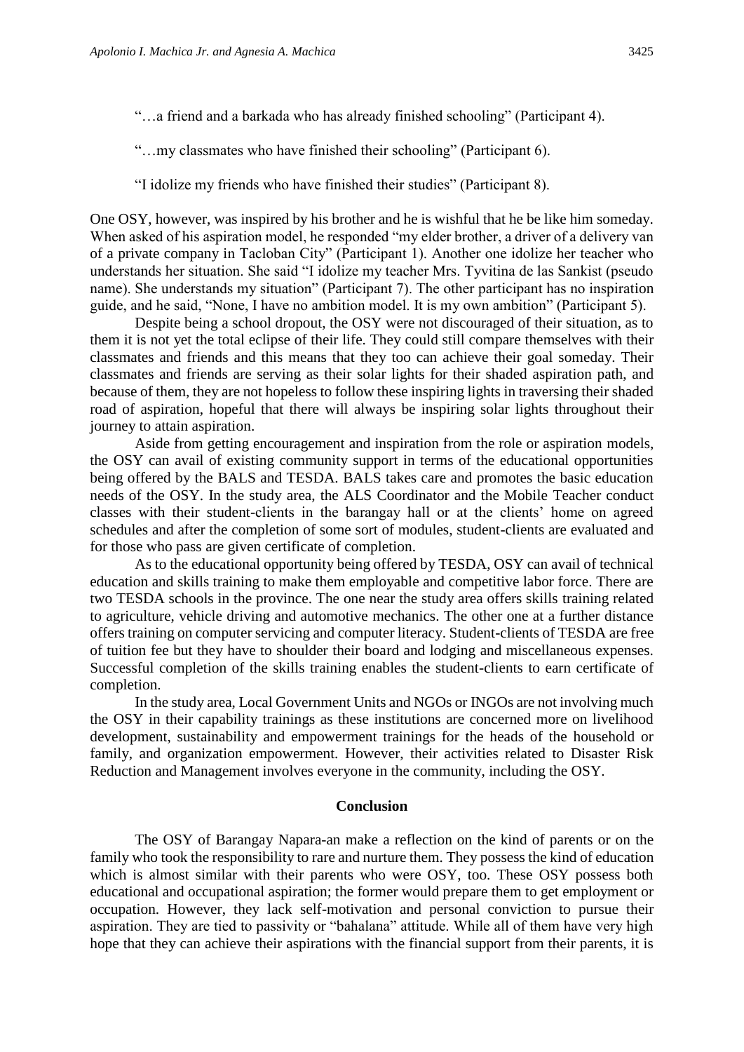"…a friend and a barkada who has already finished schooling" (Participant 4).

"…my classmates who have finished their schooling" (Participant 6).

"I idolize my friends who have finished their studies" (Participant 8).

One OSY, however, was inspired by his brother and he is wishful that he be like him someday. When asked of his aspiration model, he responded "my elder brother, a driver of a delivery van of a private company in Tacloban City" (Participant 1). Another one idolize her teacher who understands her situation. She said "I idolize my teacher Mrs. Tyvitina de las Sankist (pseudo name). She understands my situation" (Participant 7). The other participant has no inspiration guide, and he said, "None, I have no ambition model. It is my own ambition" (Participant 5).

Despite being a school dropout, the OSY were not discouraged of their situation, as to them it is not yet the total eclipse of their life. They could still compare themselves with their classmates and friends and this means that they too can achieve their goal someday. Their classmates and friends are serving as their solar lights for their shaded aspiration path, and because of them, they are not hopeless to follow these inspiring lights in traversing their shaded road of aspiration, hopeful that there will always be inspiring solar lights throughout their journey to attain aspiration.

Aside from getting encouragement and inspiration from the role or aspiration models, the OSY can avail of existing community support in terms of the educational opportunities being offered by the BALS and TESDA. BALS takes care and promotes the basic education needs of the OSY. In the study area, the ALS Coordinator and the Mobile Teacher conduct classes with their student-clients in the barangay hall or at the clients' home on agreed schedules and after the completion of some sort of modules, student-clients are evaluated and for those who pass are given certificate of completion.

As to the educational opportunity being offered by TESDA, OSY can avail of technical education and skills training to make them employable and competitive labor force. There are two TESDA schools in the province. The one near the study area offers skills training related to agriculture, vehicle driving and automotive mechanics. The other one at a further distance offers training on computer servicing and computer literacy. Student-clients of TESDA are free of tuition fee but they have to shoulder their board and lodging and miscellaneous expenses. Successful completion of the skills training enables the student-clients to earn certificate of completion.

In the study area, Local Government Units and NGOs or INGOs are not involving much the OSY in their capability trainings as these institutions are concerned more on livelihood development, sustainability and empowerment trainings for the heads of the household or family, and organization empowerment. However, their activities related to Disaster Risk Reduction and Management involves everyone in the community, including the OSY.

## Conclusion

The OSY of Barangay Napara-an make a reflection on the kind of parents or on the family who took the responsibility to rare and nurture them. They possess the kind of education which is almost similar with their parents who were OSY, too. These OSY possess both educational and occupational aspiration; the former would prepare them to get employment or occupation. However, they lack self-motivation and personal conviction to pursue their aspiration. They are tied to passivity or "bahalana" attitude. While all of them have very high hope that they can achieve their aspirations with the financial support from their parents, it is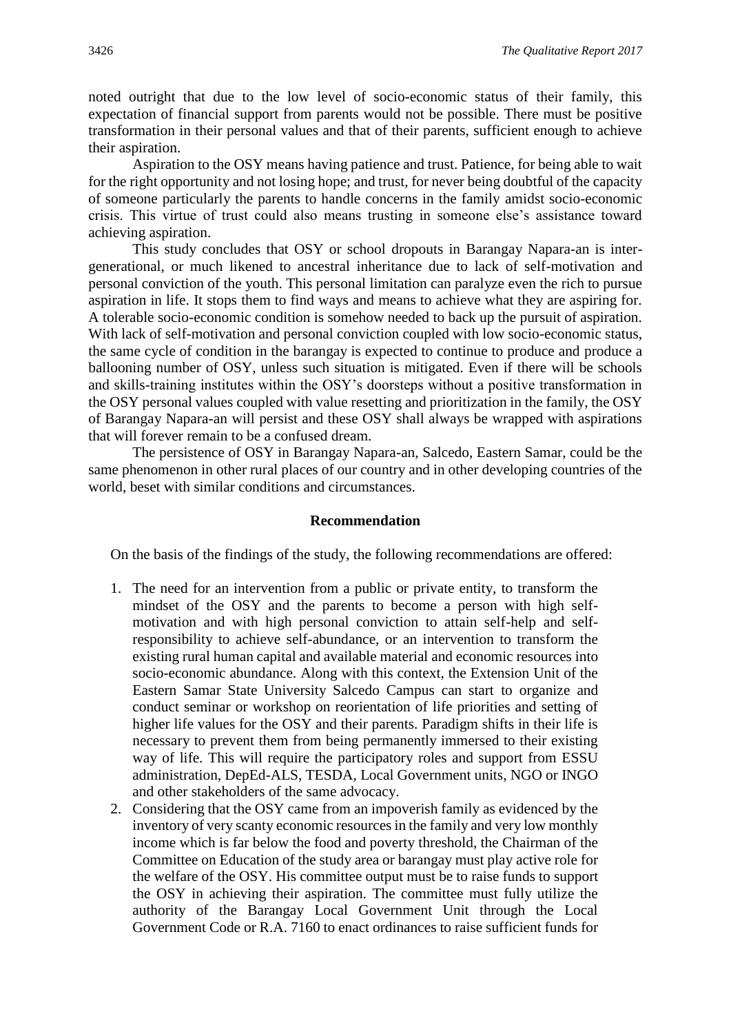noted outright that due to the low level of socio-economic status of their family, this expectation of financial support from parents would not be possible. There must be positive transformation in their personal values and that of their parents, sufficient enough to achieve their aspiration.

Aspiration to the OSY means having patience and trust. Patience, for being able to wait for the right opportunity and not losing hope; and trust, for never being doubtful of the capacity of someone particularly the parents to handle concerns in the family amidst socio-economic crisis. This virtue of trust could also means trusting in someone else's assistance toward achieving aspiration.

This study concludes that OSY or school dropouts in Barangay Napara-an is inter-generational, or much likened to ancestral inheritance due to lack of self-motivation and personal conviction of the youth. This personal limitation can paralyze even the rich to pursue aspiration in life. It stops them to find ways and means to achieve what they are aspiring for. A tolerable socio-economic condition is somehow needed to back up the pursuit of aspiration. With lack of self-motivation and personal conviction coupled with low socio-economic status, the same cycle of condition in the barangay is expected to continue to produce and produce a ballooning number of OSY, unless such situation is mitigated. Even if there will be schools and skills-training institutes within the OSY's doorsteps without a positive transformation in the OSY personal values coupled with value resetting and prioritization in the family, the OSY of Barangay Napara-an will persist and these OSY shall always be wrapped with aspirations that will forever remain to be a confused dream.

The persistence of OSY in Barangay Napara-an, Salcedo, Eastern Samar, could be the same phenomenon in other rural places of our country and in other developing countries of the world, beset with similar conditions and circumstances.

## Recommendation

On the basis of the findings of the study, the following recommendations are offered:

1. The need for an intervention from a public or private entity, to transform the mindset of the OSY and the parents to become a person with high self-motivation and with high personal conviction to attain self-help and self-responsibility to achieve self-abundance, or an intervention to transform the existing rural human capital and available material and economic resources into socio-economic abundance. Along with this context, the Extension Unit of the Eastern Samar State University Salcedo Campus can start to organize and conduct seminar or workshop on reorientation of life priorities and setting of higher life values for the OSY and their parents. Paradigm shifts in their life is necessary to prevent them from being permanently immersed to their existing way of life. This will require the participatory roles and support from ESSU administration, DepEd-ALS, TESDA, Local Government units, NGO or INGO and other stakeholders of the same advocacy.
2. Considering that the OSY came from an impoverish family as evidenced by the inventory of very scanty economic resources in the family and very low monthly income which is far below the food and poverty threshold, the Chairman of the Committee on Education of the study area or barangay must play active role for the welfare of the OSY. His committee output must be to raise funds to support the OSY in achieving their aspiration. The committee must fully utilize the authority of the Barangay Local Government Unit through the Local Government Code or R.A. 7160 to enact ordinances to raise sufficient funds for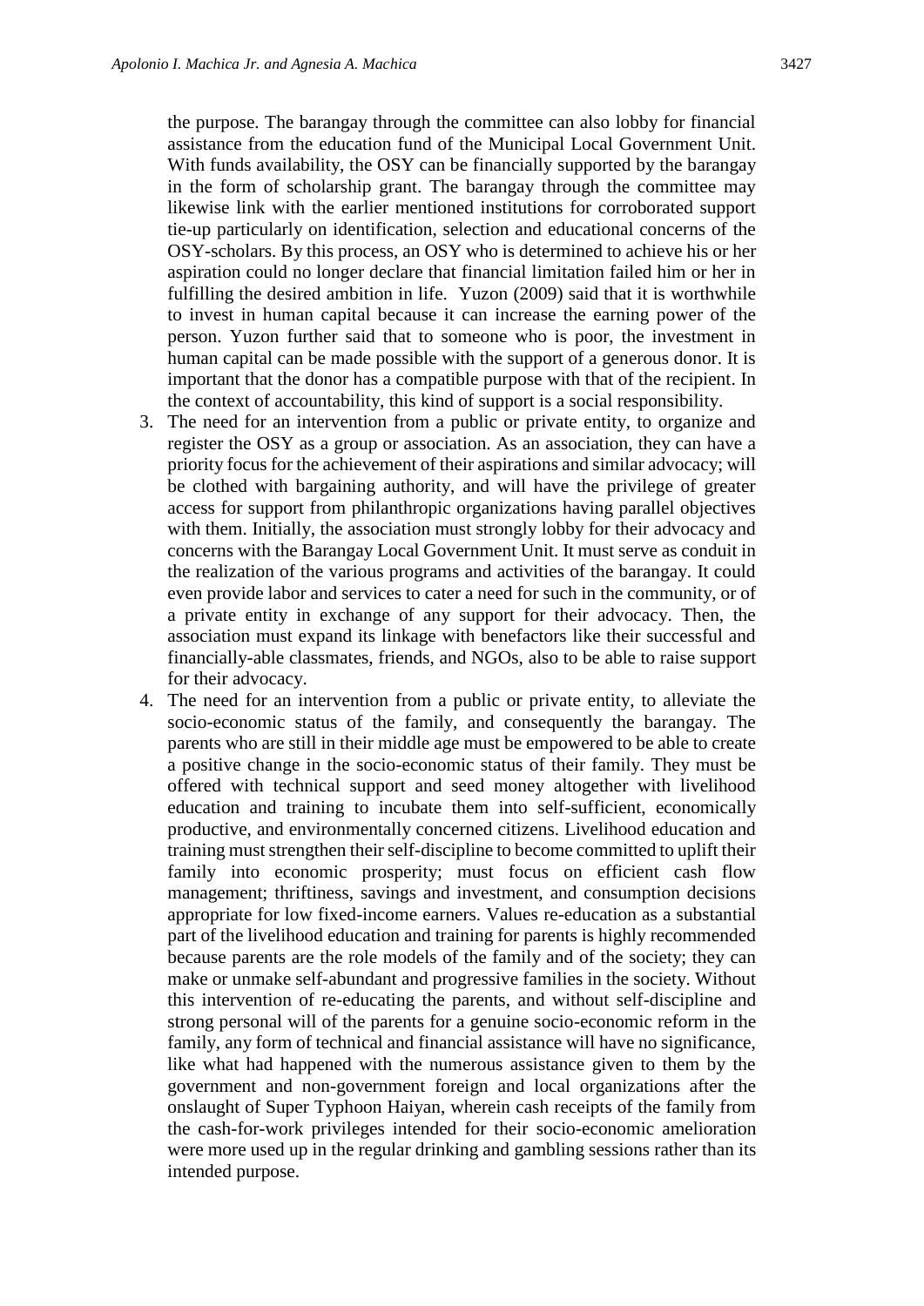the purpose. The barangay through the committee can also lobby for financial assistance from the education fund of the Municipal Local Government Unit. With funds availability, the OSY can be financially supported by the barangay in the form of scholarship grant. The barangay through the committee may likewise link with the earlier mentioned institutions for corroborated support tie-up particularly on identification, selection and educational concerns of the OSY-scholars. By this process, an OSY who is determined to achieve his or her aspiration could no longer declare that financial limitation failed him or her in fulfilling the desired ambition in life. Yuzon (2009) said that it is worthwhile to invest in human capital because it can increase the earning power of the person. Yuzon further said that to someone who is poor, the investment in human capital can be made possible with the support of a generous donor. It is important that the donor has a compatible purpose with that of the recipient. In the context of accountability, this kind of support is a social responsibility.

3. The need for an intervention from a public or private entity, to organize and register the OSY as a group or association. As an association, they can have a priority focus for the achievement of their aspirations and similar advocacy; will be clothed with bargaining authority, and will have the privilege of greater access for support from philanthropic organizations having parallel objectives with them. Initially, the association must strongly lobby for their advocacy and concerns with the Barangay Local Government Unit. It must serve as conduit in the realization of the various programs and activities of the barangay. It could even provide labor and services to cater a need for such in the community, or of a private entity in exchange of any support for their advocacy. Then, the association must expand its linkage with benefactors like their successful and financially-able classmates, friends, and NGOs, also to be able to raise support for their advocacy.
4. The need for an intervention from a public or private entity, to alleviate the socio-economic status of the family, and consequently the barangay. The parents who are still in their middle age must be empowered to be able to create a positive change in the socio-economic status of their family. They must be offered with technical support and seed money altogether with livelihood education and training to incubate them into self-sufficient, economically productive, and environmentally concerned citizens. Livelihood education and training must strengthen their self-discipline to become committed to uplift their family into economic prosperity; must focus on efficient cash flow management; thriftiness, savings and investment, and consumption decisions appropriate for low fixed-income earners. Values re-education as a substantial part of the livelihood education and training for parents is highly recommended because parents are the role models of the family and of the society; they can make or unmake self-abundant and progressive families in the society. Without this intervention of re-educating the parents, and without self-discipline and strong personal will of the parents for a genuine socio-economic reform in the family, any form of technical and financial assistance will have no significance, like what had happened with the numerous assistance given to them by the government and non-government foreign and local organizations after the onslaught of Super Typhoon Haiyan, wherein cash receipts of the family from the cash-for-work privileges intended for their socio-economic amelioration were more used up in the regular drinking and gambling sessions rather than its intended purpose.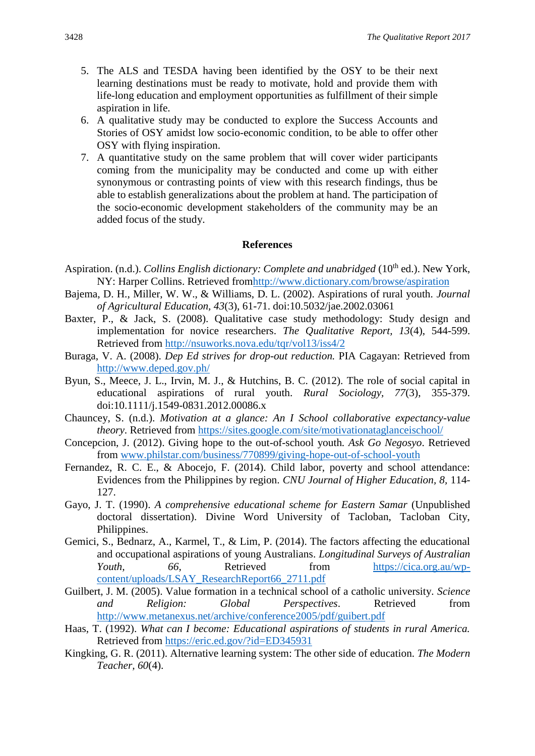5. The ALS and TESDA having been identified by the OSY to be their next learning destinations must be ready to motivate, hold and provide them with life-long education and employment opportunities as fulfillment of their simple aspiration in life.
6. A qualitative study may be conducted to explore the Success Accounts and Stories of OSY amidst low socio-economic condition, to be able to offer other OSY with flying inspiration.
7. A quantitative study on the same problem that will cover wider participants coming from the municipality may be conducted and come up with either synonymous or contrasting points of view with this research findings, thus be able to establish generalizations about the problem at hand. The participation of the socio-economic development stakeholders of the community may be an added focus of the study.

## References

Aspiration. (n.d.). *Collins English dictionary: Complete and unabridged* (10th ed.). New York, NY: Harper Collins. Retrieved fromhttp://www.dictionary.com/browse/aspiration

Bajema, D. H., Miller, W. W., & Williams, D. L. (2002). Aspirations of rural youth. *Journal of Agricultural Education, 43*(3), 61-71. doi:10.5032/jae.2002.03061

Baxter, P., & Jack, S. (2008). Qualitative case study methodology: Study design and implementation for novice researchers. *The Qualitative Report, 13*(4), 544-599. Retrieved from http://nsuworks.nova.edu/tqr/vol13/iss4/2

Buraga, V. A. (2008). *Dep Ed strives for drop-out reduction.* PIA Cagayan: Retrieved from http://www.deped.gov.ph/

Byun, S., Meece, J. L., Irvin, M. J., & Hutchins, B. C. (2012). The role of social capital in educational aspirations of rural youth. *Rural Sociology, 77*(3), 355-379. doi:10.1111/j.1549-0831.2012.00086.x

Chauncey, S. (n.d.). *Motivation at a glance: An I School collaborative expectancy-value theory*. Retrieved from https://sites.google.com/site/motivationataglanceischool/

Concepcion, J. (2012). Giving hope to the out-of-school youth. *Ask Go Negosyo*. Retrieved from www.philstar.com/business/770899/giving-hope-out-of-school-youth

Fernandez, R. C. E., & Abocejo, F. (2014). Child labor, poverty and school attendance: Evidences from the Philippines by region. *CNU Journal of Higher Education, 8,* 114-127.

Gayo, J. T. (1990). *A comprehensive educational scheme for Eastern Samar* (Unpublished doctoral dissertation). Divine Word University of Tacloban, Tacloban City, Philippines.

Gemici, S., Bednarz, A., Karmel, T., & Lim, P. (2014). The factors affecting the educational and occupational aspirations of young Australians. *Longitudinal Surveys of Australian Youth, 66,* Retrieved from https://cica.org.au/wp-content/uploads/LSAY_ResearchReport66_2711.pdf

Guilbert, J. M. (2005). Value formation in a technical school of a catholic university. *Science and Religion: Global Perspectives*. Retrieved from http://www.metanexus.net/archive/conference2005/pdf/guibert.pdf

Haas, T. (1992). *What can I become: Educational aspirations of students in rural America.* Retrieved from https://eric.ed.gov/?id=ED345931

Kingking, G. R. (2011). Alternative learning system: The other side of education. *The Modern Teacher, 60*(4).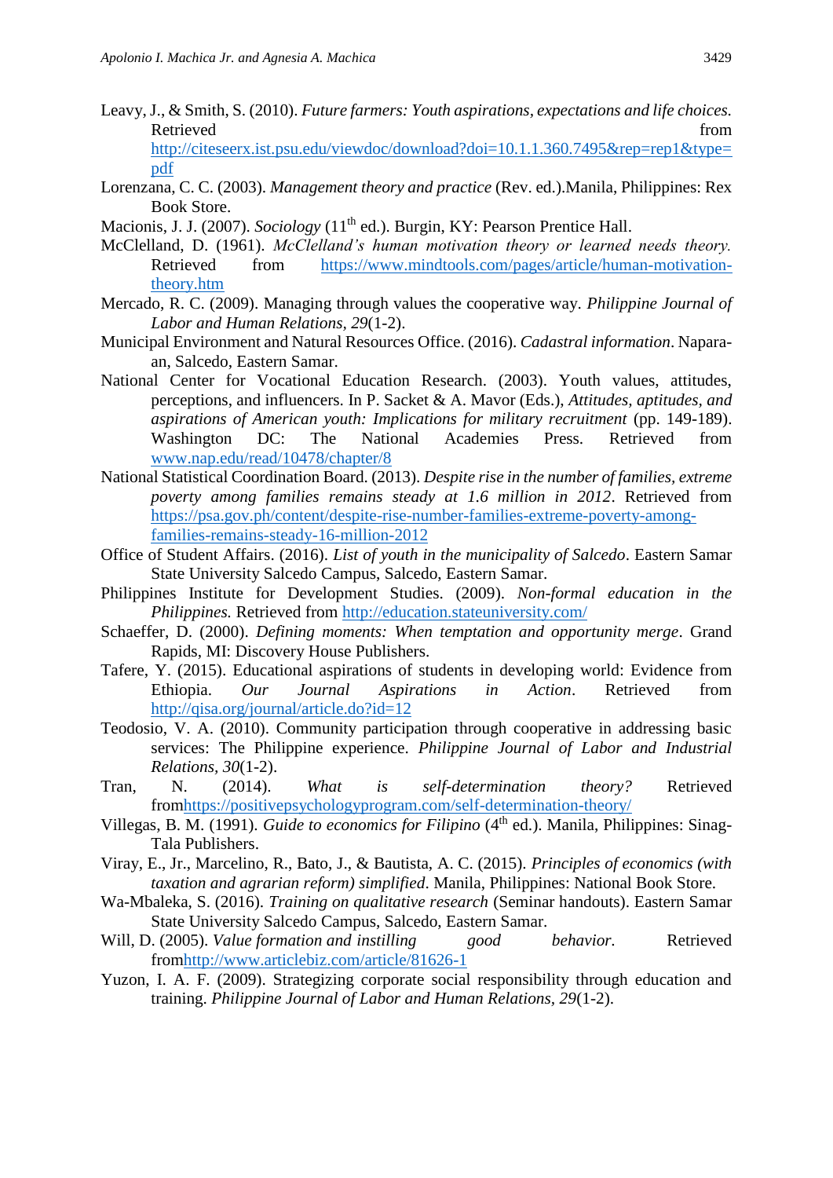Leavy, J., & Smith, S. (2010). *Future farmers: Youth aspirations, expectations and life choices.* Retrieved from http://citeseerx.ist.psu.edu/viewdoc/download?doi=10.1.1.360.7495&rep=rep1&type=pdf

Lorenzana, C. C. (2003). *Management theory and practice* (Rev. ed.).Manila, Philippines: Rex Book Store.

Macionis, J. J. (2007). *Sociology* (11th ed.). Burgin, KY: Pearson Prentice Hall.

McClelland, D. (1961). *McClelland's human motivation theory or learned needs theory.* Retrieved from https://www.mindtools.com/pages/article/human-motivation-theory.htm

Mercado, R. C. (2009). Managing through values the cooperative way. *Philippine Journal of Labor and Human Relations*, *29*(1-2).

Municipal Environment and Natural Resources Office. (2016). *Cadastral information*. Napara-an, Salcedo, Eastern Samar.

National Center for Vocational Education Research. (2003). Youth values, attitudes, perceptions, and influencers. In P. Sacket & A. Mavor (Eds.), *Attitudes, aptitudes, and aspirations of American youth: Implications for military recruitment* (pp. 149-189). Washington DC: The National Academies Press. Retrieved from www.nap.edu/read/10478/chapter/8

National Statistical Coordination Board. (2013). *Despite rise in the number of families, extreme poverty among families remains steady at 1.6 million in 2012*. Retrieved from https://psa.gov.ph/content/despite-rise-number-families-extreme-poverty-among-families-remains-steady-16-million-2012

Office of Student Affairs. (2016). *List of youth in the municipality of Salcedo*. Eastern Samar State University Salcedo Campus, Salcedo, Eastern Samar.

Philippines Institute for Development Studies. (2009). *Non-formal education in the Philippines.* Retrieved from http://education.stateuniversity.com/

Schaeffer, D. (2000). *Defining moments: When temptation and opportunity merge*. Grand Rapids, MI: Discovery House Publishers.

Tafere, Y. (2015). Educational aspirations of students in developing world: Evidence from Ethiopia. *Our Journal Aspirations in Action*. Retrieved from http://qisa.org/journal/article.do?id=12

Teodosio, V. A. (2010). Community participation through cooperative in addressing basic services: The Philippine experience. *Philippine Journal of Labor and Industrial Relations, 30*(1-2).

Tran, N. (2014). *What is self-determination theory?* Retrieved fromhttps://positivepsychologyprogram.com/self-determination-theory/

Villegas, B. M. (1991). *Guide to economics for Filipino* (4th ed.). Manila, Philippines: Sinag-Tala Publishers.

Viray, E., Jr., Marcelino, R., Bato, J., & Bautista, A. C. (2015). *Principles of economics (with taxation and agrarian reform) simplified*. Manila, Philippines: National Book Store.

Wa-Mbaleka, S. (2016). *Training on qualitative research* (Seminar handouts). Eastern Samar State University Salcedo Campus, Salcedo, Eastern Samar.

Will, D. (2005). *Value formation and instilling good behavior.* Retrieved fromhttp://www.articlebiz.com/article/81626-1

Yuzon, I. A. F. (2009). Strategizing corporate social responsibility through education and training. *Philippine Journal of Labor and Human Relations, 29*(1-2).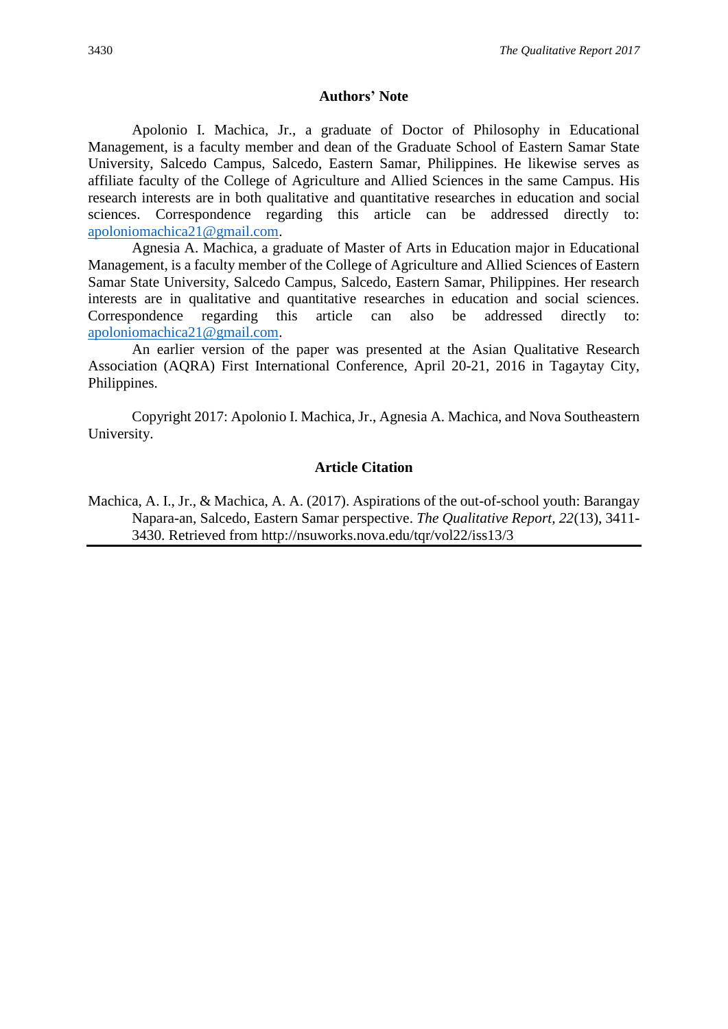## Authors' Note

Apolonio I. Machica, Jr., a graduate of Doctor of Philosophy in Educational Management, is a faculty member and dean of the Graduate School of Eastern Samar State University, Salcedo Campus, Salcedo, Eastern Samar, Philippines. He likewise serves as affiliate faculty of the College of Agriculture and Allied Sciences in the same Campus. His research interests are in both qualitative and quantitative researches in education and social sciences. Correspondence regarding this article can be addressed directly to: apoloniomachica21@gmail.com.

Agnesia A. Machica, a graduate of Master of Arts in Education major in Educational Management, is a faculty member of the College of Agriculture and Allied Sciences of Eastern Samar State University, Salcedo Campus, Salcedo, Eastern Samar, Philippines. Her research interests are in qualitative and quantitative researches in education and social sciences. Correspondence regarding this article can also be addressed directly to: apoloniomachica21@gmail.com.

An earlier version of the paper was presented at the Asian Qualitative Research Association (AQRA) First International Conference, April 20-21, 2016 in Tagaytay City, Philippines.

Copyright 2017: Apolonio I. Machica, Jr., Agnesia A. Machica, and Nova Southeastern University.

## Article Citation

Machica, A. I., Jr., & Machica, A. A. (2017). Aspirations of the out-of-school youth: Barangay Napara-an, Salcedo, Eastern Samar perspective. *The Qualitative Report, 22*(13), 3411-3430. Retrieved from http://nsuworks.nova.edu/tqr/vol22/iss13/3